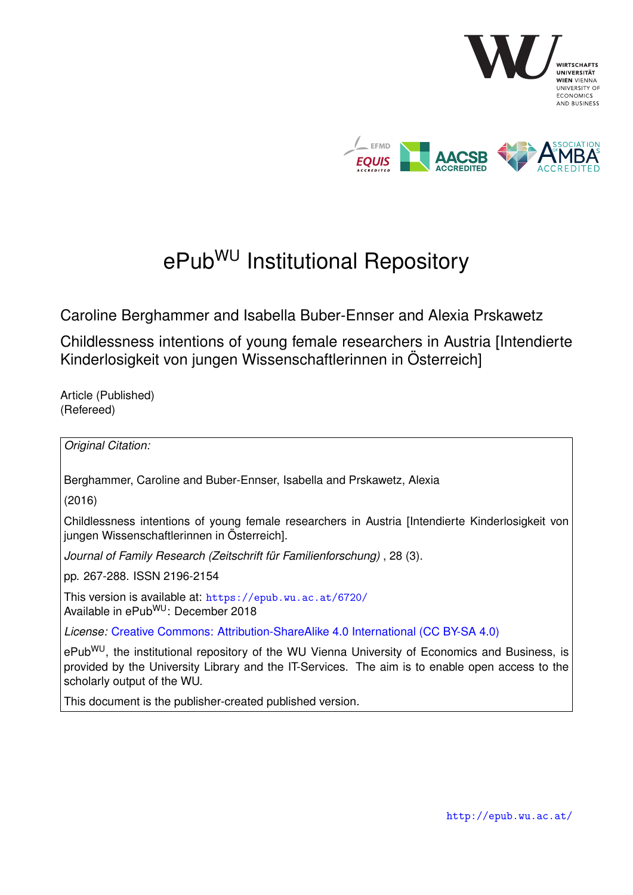# ePub[WU] Institutional Repository

Caroline Berghammer and Isabella Buber-Ennser and Alexia Prskawetz

Childlessness intentions of young female researchers in Austria [Intendierte Kinderlosigkeit von jungen Wissenschaftlerinnen in Österreich]

Article (Published)
(Refereed)

*Original Citation:*

Berghammer, Caroline and Buber-Ennser, Isabella and Prskawetz, Alexia

(2016)

Childlessness intentions of young female researchers in Austria [Intendierte Kinderlosigkeit von jungen Wissenschaftlerinnen in Österreich].

*Journal of Family Research (Zeitschrift für Familienforschung)* , 28 (3).

pp. 267-288. ISSN 2196-2154

This version is available at: https://epub.wu.ac.at/6720/
Available in ePub[WU]: December 2018

*License:* Creative Commons: Attribution-ShareAlike 4.0 International (CC BY-SA 4.0)

ePub[WU], the institutional repository of the WU Vienna University of Economics and Business, is provided by the University Library and the IT-Services. The aim is to enable open access to the scholarly output of the WU.

This document is the publisher-created published version.

http://epub.wu.ac.at/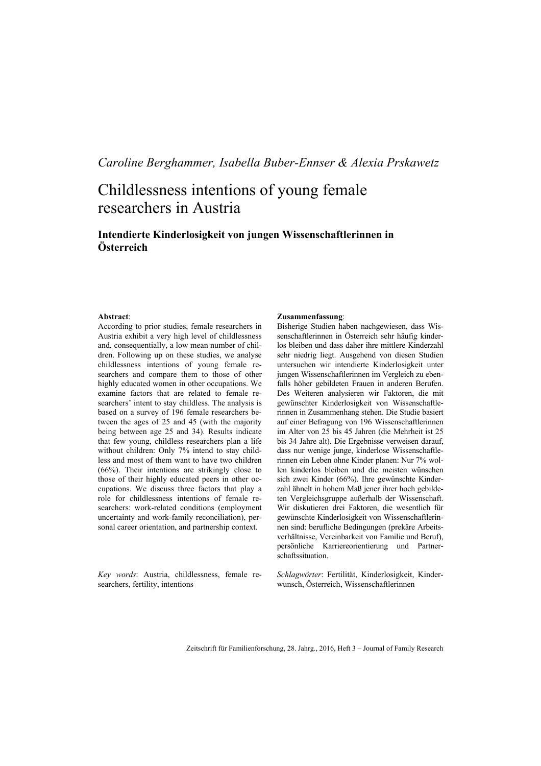*Caroline Berghammer, Isabella Buber-Ennser & Alexia Prskawetz*

# Childlessness intentions of young female researchers in Austria

## Intendierte Kinderlosigkeit von jungen Wissenschaftlerinnen in Österreich

**Abstract**:

According to prior studies, female researchers in Austria exhibit a very high level of childlessness and, consequentially, a low mean number of children. Following up on these studies, we analyse childlessness intentions of young female researchers and compare them to those of other highly educated women in other occupations. We examine factors that are related to female researchers' intent to stay childless. The analysis is based on a survey of 196 female researchers between the ages of 25 and 45 (with the majority being between age 25 and 34). Results indicate that few young, childless researchers plan a life without children: Only 7% intend to stay childless and most of them want to have two children (66%). Their intentions are strikingly close to those of their highly educated peers in other occupations. We discuss three factors that play a role for childlessness intentions of female researchers: work-related conditions (employment uncertainty and work-family reconciliation), personal career orientation, and partnership context.

*Key words*: Austria, childlessness, female researchers, fertility, intentions

**Zusammenfassung**:

Bisherige Studien haben nachgewiesen, dass Wissenschaftlerinnen in Österreich sehr häufig kinderlos bleiben und dass daher ihre mittlere Kinderzahl sehr niedrig liegt. Ausgehend von diesen Studien untersuchen wir intendierte Kinderlosigkeit unter jungen Wissenschaftlerinnen im Vergleich zu ebenfalls höher gebildeten Frauen in anderen Berufen. Des Weiteren analysieren wir Faktoren, die mit gewünschter Kinderlosigkeit von Wissenschaftlerinnen in Zusammenhang stehen. Die Studie basiert auf einer Befragung von 196 Wissenschaftlerinnen im Alter von 25 bis 45 Jahren (die Mehrheit ist 25 bis 34 Jahre alt). Die Ergebnisse verweisen darauf, dass nur wenige junge, kinderlose Wissenschaftlerinnen ein Leben ohne Kinder planen: Nur 7% wollen kinderlos bleiben und die meisten wünschen sich zwei Kinder (66%). Ihre gewünschte Kinderzahl ähnelt in hohem Maß jener ihrer hoch gebildeten Vergleichsgruppe außerhalb der Wissenschaft. Wir diskutieren drei Faktoren, die wesentlich für gewünschte Kinderlosigkeit von Wissenschaftlerinnen sind: berufliche Bedingungen (prekäre Arbeitsverhältnisse, Vereinbarkeit von Familie und Beruf), persönliche Karriereorientierung und Partnerschaftssituation.

*Schlagwörter*: Fertilität, Kinderlosigkeit, Kinderwunsch, Österreich, Wissenschaftlerinnen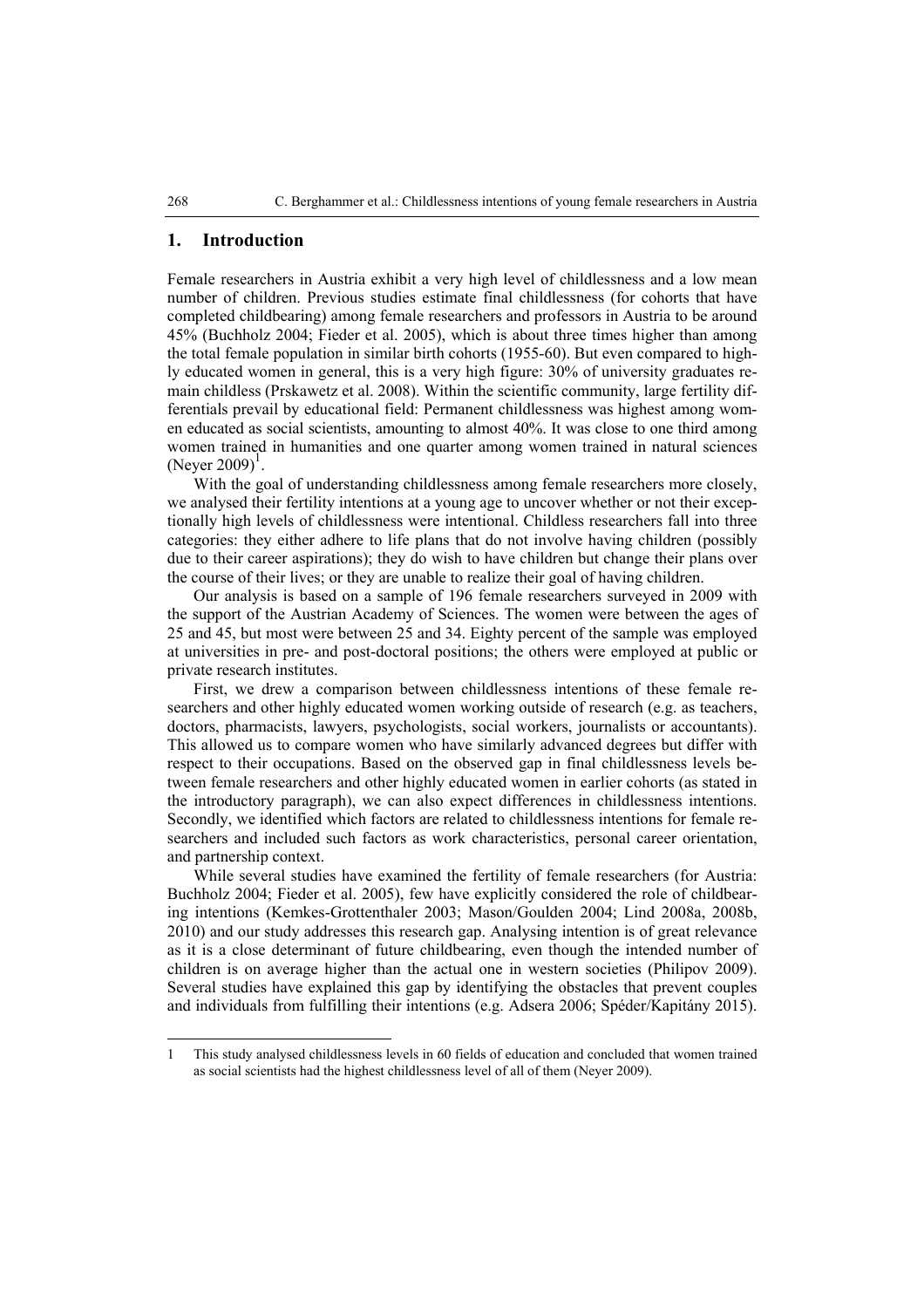## 1. Introduction

Female researchers in Austria exhibit a very high level of childlessness and a low mean number of children. Previous studies estimate final childlessness (for cohorts that have completed childbearing) among female researchers and professors in Austria to be around 45% (Buchholz 2004; Fieder et al. 2005), which is about three times higher than among the total female population in similar birth cohorts (1955-60). But even compared to highly educated women in general, this is a very high figure: 30% of university graduates remain childless (Prskawetz et al. 2008). Within the scientific community, large fertility differentials prevail by educational field: Permanent childlessness was highest among women educated as social scientists, amounting to almost 40%. It was close to one third among women trained in humanities and one quarter among women trained in natural sciences (Neyer 2009)[1].

With the goal of understanding childlessness among female researchers more closely, we analysed their fertility intentions at a young age to uncover whether or not their exceptionally high levels of childlessness were intentional. Childless researchers fall into three categories: they either adhere to life plans that do not involve having children (possibly due to their career aspirations); they do wish to have children but change their plans over the course of their lives; or they are unable to realize their goal of having children.

Our analysis is based on a sample of 196 female researchers surveyed in 2009 with the support of the Austrian Academy of Sciences. The women were between the ages of 25 and 45, but most were between 25 and 34. Eighty percent of the sample was employed at universities in pre- and post-doctoral positions; the others were employed at public or private research institutes.

First, we drew a comparison between childlessness intentions of these female researchers and other highly educated women working outside of research (e.g. as teachers, doctors, pharmacists, lawyers, psychologists, social workers, journalists or accountants). This allowed us to compare women who have similarly advanced degrees but differ with respect to their occupations. Based on the observed gap in final childlessness levels between female researchers and other highly educated women in earlier cohorts (as stated in the introductory paragraph), we can also expect differences in childlessness intentions. Secondly, we identified which factors are related to childlessness intentions for female researchers and included such factors as work characteristics, personal career orientation, and partnership context.

While several studies have examined the fertility of female researchers (for Austria: Buchholz 2004; Fieder et al. 2005), few have explicitly considered the role of childbearing intentions (Kemkes-Grottenthaler 2003; Mason/Goulden 2004; Lind 2008a, 2008b, 2010) and our study addresses this research gap. Analysing intention is of great relevance as it is a close determinant of future childbearing, even though the intended number of children is on average higher than the actual one in western societies (Philipov 2009). Several studies have explained this gap by identifying the obstacles that prevent couples and individuals from fulfilling their intentions (e.g. Adsera 2006; Spéder/Kapitány 2015).

---

1 This study analysed childlessness levels in 60 fields of education and concluded that women trained as social scientists had the highest childlessness level of all of them (Neyer 2009).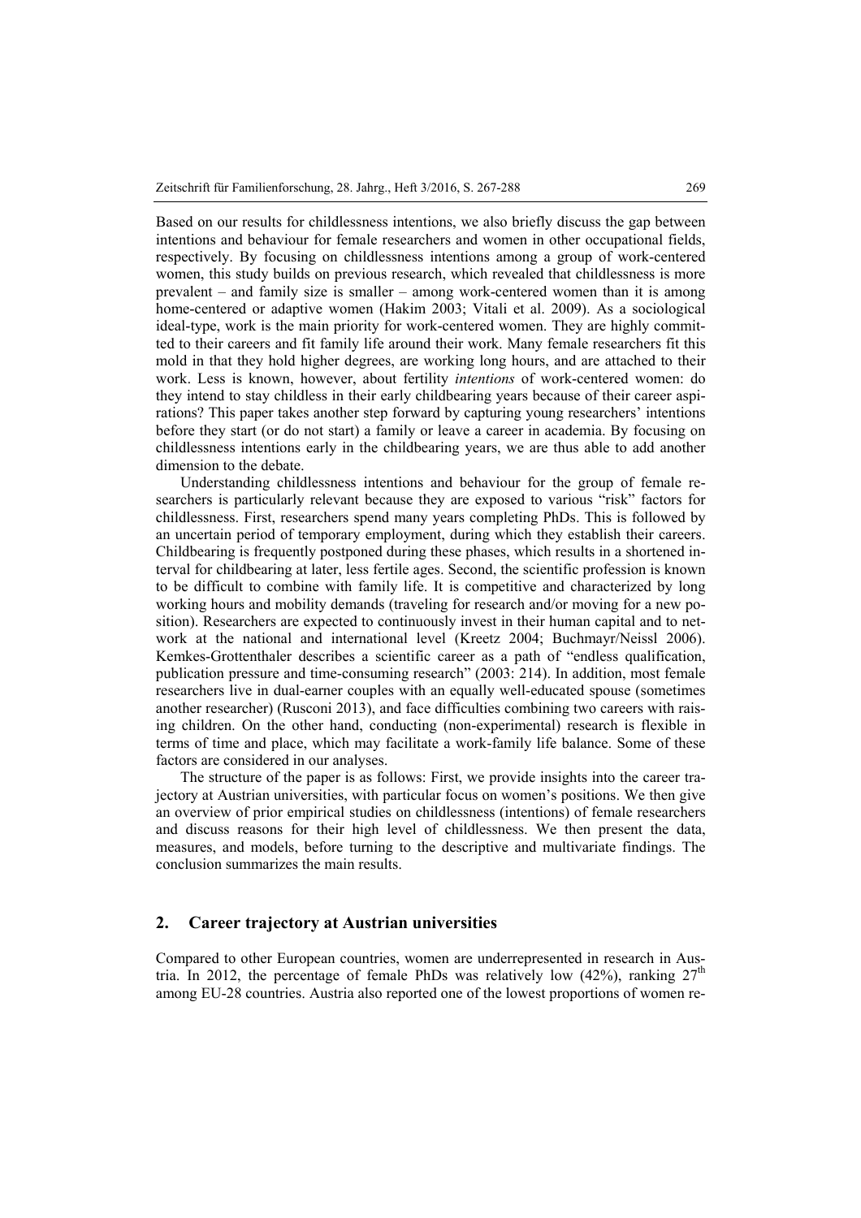Based on our results for childlessness intentions, we also briefly discuss the gap between intentions and behaviour for female researchers and women in other occupational fields, respectively. By focusing on childlessness intentions among a group of work-centered women, this study builds on previous research, which revealed that childlessness is more prevalent – and family size is smaller – among work-centered women than it is among home-centered or adaptive women (Hakim 2003; Vitali et al. 2009). As a sociological ideal-type, work is the main priority for work-centered women. They are highly committed to their careers and fit family life around their work. Many female researchers fit this mold in that they hold higher degrees, are working long hours, and are attached to their work. Less is known, however, about fertility *intentions* of work-centered women: do they intend to stay childless in their early childbearing years because of their career aspirations? This paper takes another step forward by capturing young researchers' intentions before they start (or do not start) a family or leave a career in academia. By focusing on childlessness intentions early in the childbearing years, we are thus able to add another dimension to the debate.

Understanding childlessness intentions and behaviour for the group of female researchers is particularly relevant because they are exposed to various "risk" factors for childlessness. First, researchers spend many years completing PhDs. This is followed by an uncertain period of temporary employment, during which they establish their careers. Childbearing is frequently postponed during these phases, which results in a shortened interval for childbearing at later, less fertile ages. Second, the scientific profession is known to be difficult to combine with family life. It is competitive and characterized by long working hours and mobility demands (traveling for research and/or moving for a new position). Researchers are expected to continuously invest in their human capital and to network at the national and international level (Kreetz 2004; Buchmayr/Neissl 2006). Kemkes-Grottenthaler describes a scientific career as a path of "endless qualification, publication pressure and time-consuming research" (2003: 214). In addition, most female researchers live in dual-earner couples with an equally well-educated spouse (sometimes another researcher) (Rusconi 2013), and face difficulties combining two careers with raising children. On the other hand, conducting (non-experimental) research is flexible in terms of time and place, which may facilitate a work-family life balance. Some of these factors are considered in our analyses.

The structure of the paper is as follows: First, we provide insights into the career trajectory at Austrian universities, with particular focus on women's positions. We then give an overview of prior empirical studies on childlessness (intentions) of female researchers and discuss reasons for their high level of childlessness. We then present the data, measures, and models, before turning to the descriptive and multivariate findings. The conclusion summarizes the main results.

## 2. Career trajectory at Austrian universities

Compared to other European countries, women are underrepresented in research in Austria. In 2012, the percentage of female PhDs was relatively low (42%), ranking 27[th] among EU-28 countries. Austria also reported one of the lowest proportions of women re-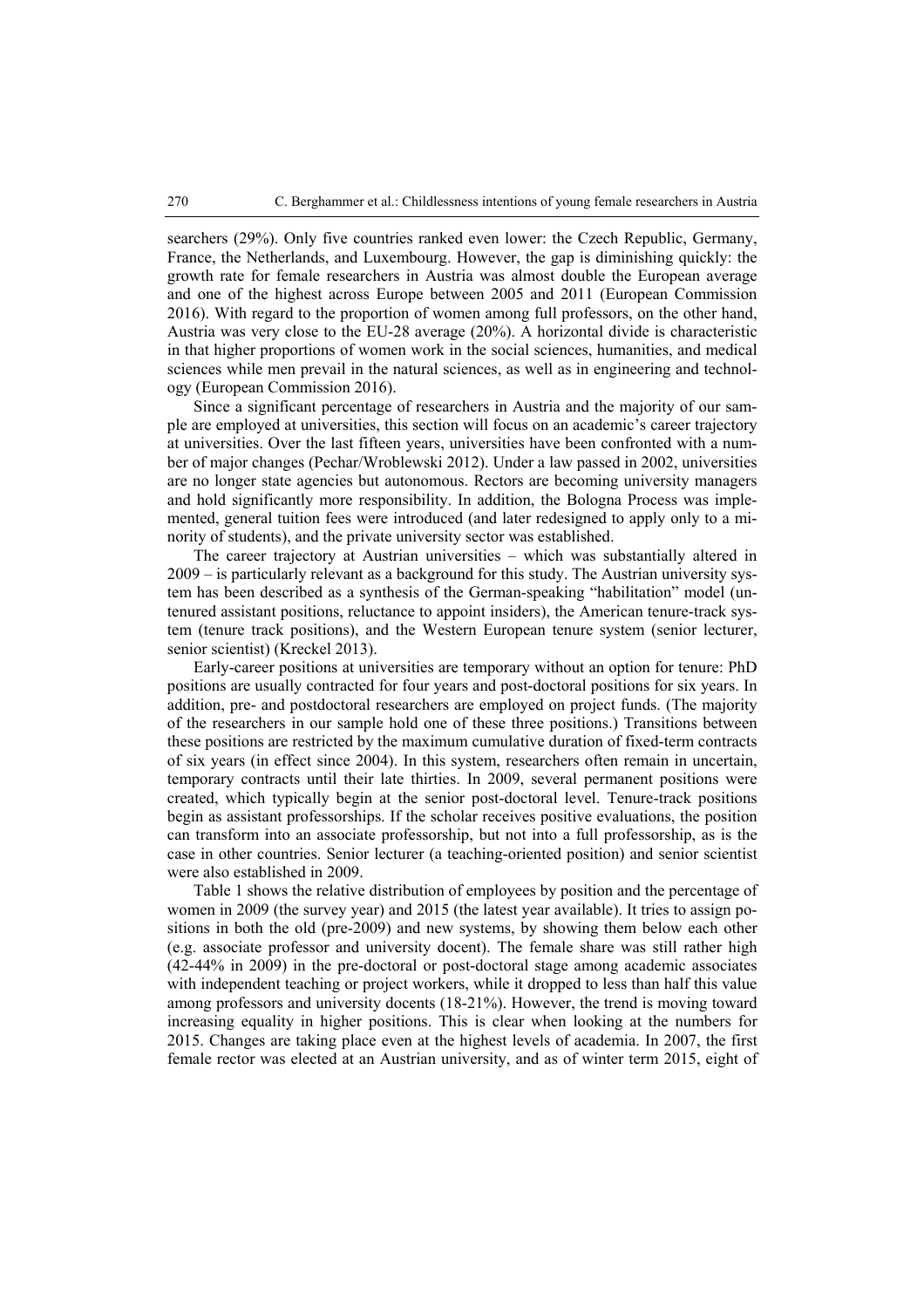searchers (29%). Only five countries ranked even lower: the Czech Republic, Germany, France, the Netherlands, and Luxembourg. However, the gap is diminishing quickly: the growth rate for female researchers in Austria was almost double the European average and one of the highest across Europe between 2005 and 2011 (European Commission 2016). With regard to the proportion of women among full professors, on the other hand, Austria was very close to the EU-28 average (20%). A horizontal divide is characteristic in that higher proportions of women work in the social sciences, humanities, and medical sciences while men prevail in the natural sciences, as well as in engineering and technology (European Commission 2016).

Since a significant percentage of researchers in Austria and the majority of our sample are employed at universities, this section will focus on an academic's career trajectory at universities. Over the last fifteen years, universities have been confronted with a number of major changes (Pechar/Wroblewski 2012). Under a law passed in 2002, universities are no longer state agencies but autonomous. Rectors are becoming university managers and hold significantly more responsibility. In addition, the Bologna Process was implemented, general tuition fees were introduced (and later redesigned to apply only to a minority of students), and the private university sector was established.

The career trajectory at Austrian universities – which was substantially altered in 2009 – is particularly relevant as a background for this study. The Austrian university system has been described as a synthesis of the German-speaking "habilitation" model (untenured assistant positions, reluctance to appoint insiders), the American tenure-track system (tenure track positions), and the Western European tenure system (senior lecturer, senior scientist) (Kreckel 2013).

Early-career positions at universities are temporary without an option for tenure: PhD positions are usually contracted for four years and post-doctoral positions for six years. In addition, pre- and postdoctoral researchers are employed on project funds. (The majority of the researchers in our sample hold one of these three positions.) Transitions between these positions are restricted by the maximum cumulative duration of fixed-term contracts of six years (in effect since 2004). In this system, researchers often remain in uncertain, temporary contracts until their late thirties. In 2009, several permanent positions were created, which typically begin at the senior post-doctoral level. Tenure-track positions begin as assistant professorships. If the scholar receives positive evaluations, the position can transform into an associate professorship, but not into a full professorship, as is the case in other countries. Senior lecturer (a teaching-oriented position) and senior scientist were also established in 2009.

Table 1 shows the relative distribution of employees by position and the percentage of women in 2009 (the survey year) and 2015 (the latest year available). It tries to assign positions in both the old (pre-2009) and new systems, by showing them below each other (e.g. associate professor and university docent). The female share was still rather high (42-44% in 2009) in the pre-doctoral or post-doctoral stage among academic associates with independent teaching or project workers, while it dropped to less than half this value among professors and university docents (18-21%). However, the trend is moving toward increasing equality in higher positions. This is clear when looking at the numbers for 2015. Changes are taking place even at the highest levels of academia. In 2007, the first female rector was elected at an Austrian university, and as of winter term 2015, eight of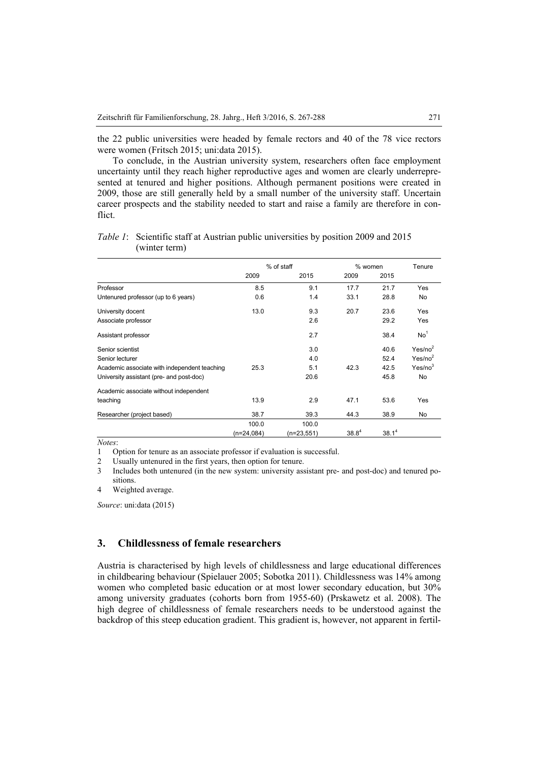the 22 public universities were headed by female rectors and 40 of the 78 vice rectors were women (Fritsch 2015; uni:data 2015).

To conclude, in the Austrian university system, researchers often face employment uncertainty until they reach higher reproductive ages and women are clearly underrepresented at tenured and higher positions. Although permanent positions were created in 2009, those are still generally held by a small number of the university staff. Uncertain career prospects and the stability needed to start and raise a family are therefore in conflict.

*Table 1*: Scientific staff at Austrian public universities by position 2009 and 2015 (winter term)

| | % of staff | | % women | | Tenure |
|---|---|---|---|---|---|
| | 2009 | 2015 | 2009 | 2015 | |
| Professor | 8.5 | 9.1 | 17.7 | 21.7 | Yes |
| Untenured professor (up to 6 years) | 0.6 | 1.4 | 33.1 | 28.8 | No |
| University docent | 13.0 | 9.3 | 20.7 | 23.6 | Yes |
| Associate professor | | 2.6 | | 29.2 | Yes |
| Assistant professor | | 2.7 | | 38.4 | No[1] |
| Senior scientist | | 3.0 | | 40.6 | Yes/no[2] |
| Senior lecturer | | 4.0 | | 52.4 | Yes/no[2] |
| Academic associate with independent teaching | 25.3 | 5.1 | 42.3 | 42.5 | Yes/no[3] |
| University assistant (pre- and post-doc) | | 20.6 | | 45.8 | No |
| Academic associate without independent teaching | 13.9 | 2.9 | 47.1 | 53.6 | Yes |
| Researcher (project based) | 38.7 | 39.3 | 44.3 | 38.9 | No |
| | 100.0 (n=24,084) | 100.0 (n=23,551) | 38.8[4] | 38.1[4] | |

*Notes*:

1 Option for tenure as an associate professor if evaluation is successful.

2 Usually untenured in the first years, then option for tenure.

3 Includes both untenured (in the new system: university assistant pre- and post-doc) and tenured positions.

4 Weighted average.

*Source*: uni:data (2015)

## 3. Childlessness of female researchers

Austria is characterised by high levels of childlessness and large educational differences in childbearing behaviour (Spielauer 2005; Sobotka 2011). Childlessness was 14% among women who completed basic education or at most lower secondary education, but 30% among university graduates (cohorts born from 1955-60) (Prskawetz et al. 2008). The high degree of childlessness of female researchers needs to be understood against the backdrop of this steep education gradient. This gradient is, however, not apparent in fertil-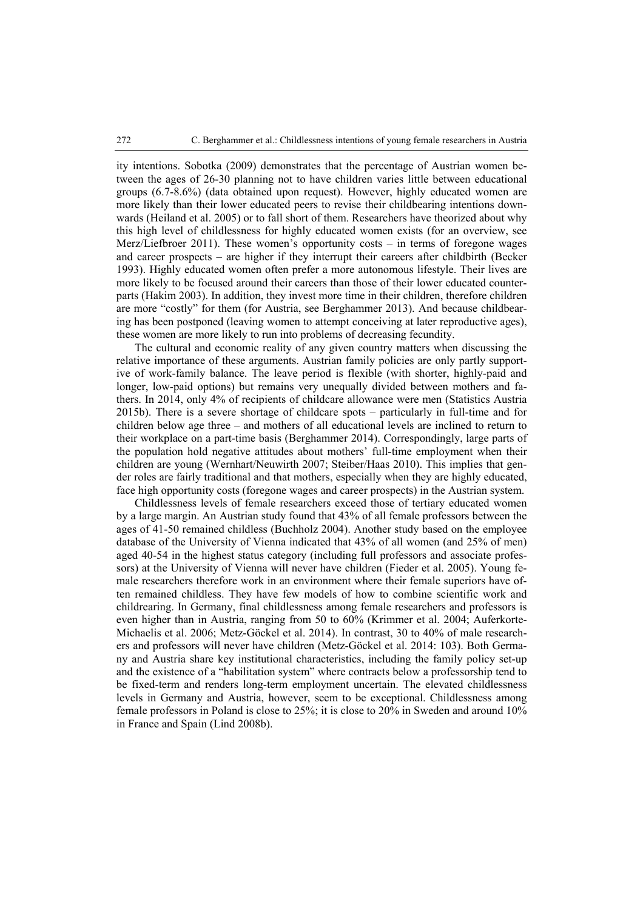ity intentions. Sobotka (2009) demonstrates that the percentage of Austrian women between the ages of 26-30 planning not to have children varies little between educational groups (6.7-8.6%) (data obtained upon request). However, highly educated women are more likely than their lower educated peers to revise their childbearing intentions downwards (Heiland et al. 2005) or to fall short of them. Researchers have theorized about why this high level of childlessness for highly educated women exists (for an overview, see Merz/Liefbroer 2011). These women's opportunity costs – in terms of foregone wages and career prospects – are higher if they interrupt their careers after childbirth (Becker 1993). Highly educated women often prefer a more autonomous lifestyle. Their lives are more likely to be focused around their careers than those of their lower educated counterparts (Hakim 2003). In addition, they invest more time in their children, therefore children are more "costly" for them (for Austria, see Berghammer 2013). And because childbearing has been postponed (leaving women to attempt conceiving at later reproductive ages), these women are more likely to run into problems of decreasing fecundity.

The cultural and economic reality of any given country matters when discussing the relative importance of these arguments. Austrian family policies are only partly supportive of work-family balance. The leave period is flexible (with shorter, highly-paid and longer, low-paid options) but remains very unequally divided between mothers and fathers. In 2014, only 4% of recipients of childcare allowance were men (Statistics Austria 2015b). There is a severe shortage of childcare spots – particularly in full-time and for children below age three – and mothers of all educational levels are inclined to return to their workplace on a part-time basis (Berghammer 2014). Correspondingly, large parts of the population hold negative attitudes about mothers' full-time employment when their children are young (Wernhart/Neuwirth 2007; Steiber/Haas 2010). This implies that gender roles are fairly traditional and that mothers, especially when they are highly educated, face high opportunity costs (foregone wages and career prospects) in the Austrian system.

Childlessness levels of female researchers exceed those of tertiary educated women by a large margin. An Austrian study found that 43% of all female professors between the ages of 41-50 remained childless (Buchholz 2004). Another study based on the employee database of the University of Vienna indicated that 43% of all women (and 25% of men) aged 40-54 in the highest status category (including full professors and associate professors) at the University of Vienna will never have children (Fieder et al. 2005). Young female researchers therefore work in an environment where their female superiors have often remained childless. They have few models of how to combine scientific work and childrearing. In Germany, final childlessness among female researchers and professors is even higher than in Austria, ranging from 50 to 60% (Krimmer et al. 2004; Auferkorte-Michaelis et al. 2006; Metz-Göckel et al. 2014). In contrast, 30 to 40% of male researchers and professors will never have children (Metz-Göckel et al. 2014: 103). Both Germany and Austria share key institutional characteristics, including the family policy set-up and the existence of a "habilitation system" where contracts below a professorship tend to be fixed-term and renders long-term employment uncertain. The elevated childlessness levels in Germany and Austria, however, seem to be exceptional. Childlessness among female professors in Poland is close to 25%; it is close to 20% in Sweden and around 10% in France and Spain (Lind 2008b).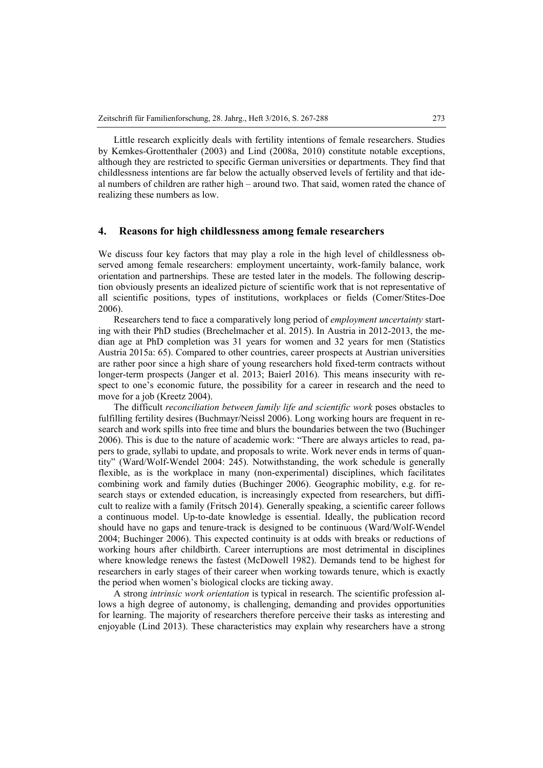Little research explicitly deals with fertility intentions of female researchers. Studies by Kemkes-Grottenthaler (2003) and Lind (2008a, 2010) constitute notable exceptions, although they are restricted to specific German universities or departments. They find that childlessness intentions are far below the actually observed levels of fertility and that ideal numbers of children are rather high – around two. That said, women rated the chance of realizing these numbers as low.

## 4. Reasons for high childlessness among female researchers

We discuss four key factors that may play a role in the high level of childlessness observed among female researchers: employment uncertainty, work-family balance, work orientation and partnerships. These are tested later in the models. The following description obviously presents an idealized picture of scientific work that is not representative of all scientific positions, types of institutions, workplaces or fields (Comer/Stites-Doe 2006).

Researchers tend to face a comparatively long period of *employment uncertainty* starting with their PhD studies (Brechelmacher et al. 2015). In Austria in 2012-2013, the median age at PhD completion was 31 years for women and 32 years for men (Statistics Austria 2015a: 65). Compared to other countries, career prospects at Austrian universities are rather poor since a high share of young researchers hold fixed-term contracts without longer-term prospects (Janger et al. 2013; Baierl 2016). This means insecurity with respect to one's economic future, the possibility for a career in research and the need to move for a job (Kreetz 2004).

The difficult *reconciliation between family life and scientific work* poses obstacles to fulfilling fertility desires (Buchmayr/Neissl 2006). Long working hours are frequent in research and work spills into free time and blurs the boundaries between the two (Buchinger 2006). This is due to the nature of academic work: "There are always articles to read, papers to grade, syllabi to update, and proposals to write. Work never ends in terms of quantity" (Ward/Wolf-Wendel 2004: 245). Notwithstanding, the work schedule is generally flexible, as is the workplace in many (non-experimental) disciplines, which facilitates combining work and family duties (Buchinger 2006). Geographic mobility, e.g. for research stays or extended education, is increasingly expected from researchers, but difficult to realize with a family (Fritsch 2014). Generally speaking, a scientific career follows a continuous model. Up-to-date knowledge is essential. Ideally, the publication record should have no gaps and tenure-track is designed to be continuous (Ward/Wolf-Wendel 2004; Buchinger 2006). This expected continuity is at odds with breaks or reductions of working hours after childbirth. Career interruptions are most detrimental in disciplines where knowledge renews the fastest (McDowell 1982). Demands tend to be highest for researchers in early stages of their career when working towards tenure, which is exactly the period when women's biological clocks are ticking away.

A strong *intrinsic work orientation* is typical in research. The scientific profession allows a high degree of autonomy, is challenging, demanding and provides opportunities for learning. The majority of researchers therefore perceive their tasks as interesting and enjoyable (Lind 2013). These characteristics may explain why researchers have a strong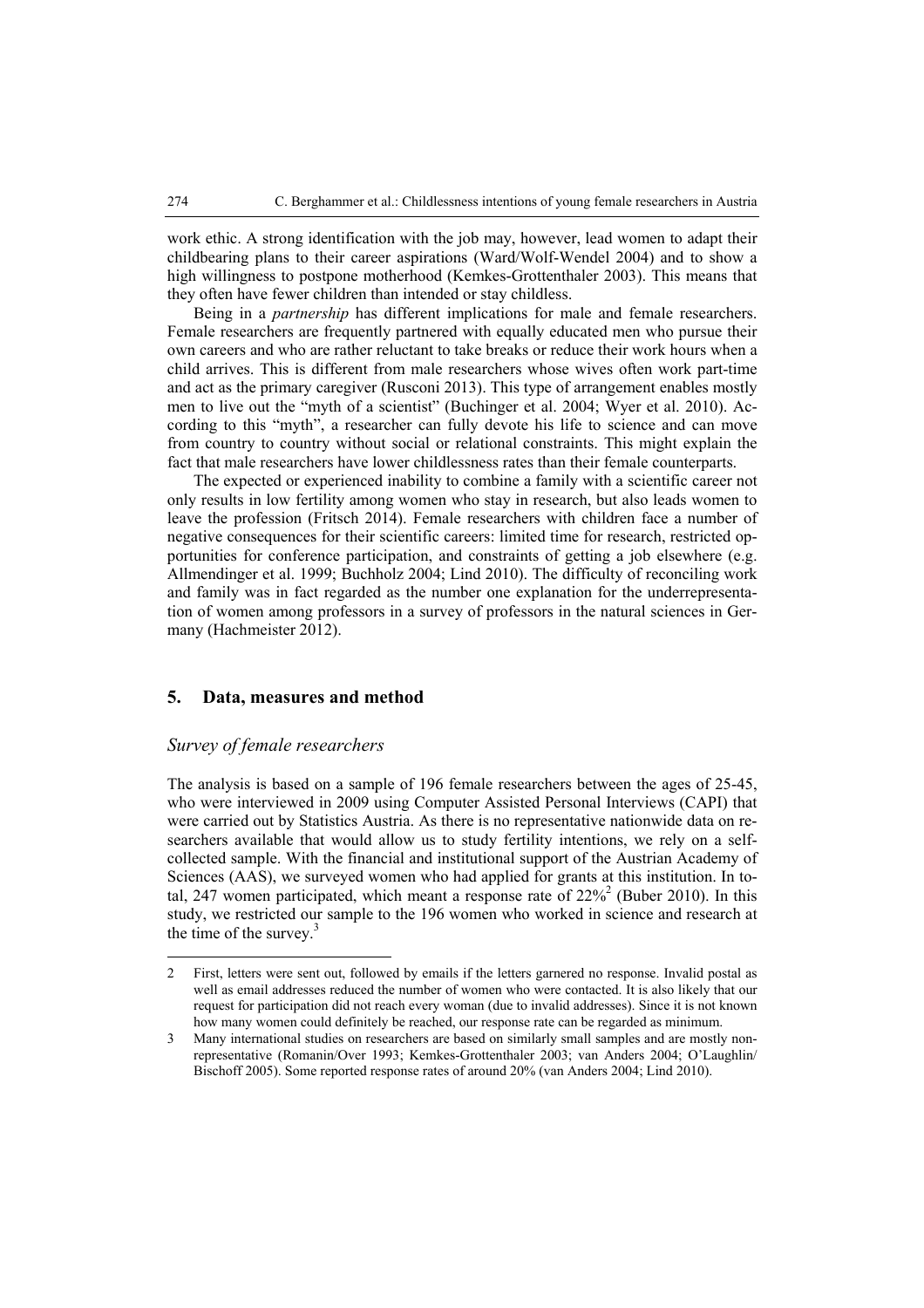work ethic. A strong identification with the job may, however, lead women to adapt their childbearing plans to their career aspirations (Ward/Wolf-Wendel 2004) and to show a high willingness to postpone motherhood (Kemkes-Grottenthaler 2003). This means that they often have fewer children than intended or stay childless.

Being in a *partnership* has different implications for male and female researchers. Female researchers are frequently partnered with equally educated men who pursue their own careers and who are rather reluctant to take breaks or reduce their work hours when a child arrives. This is different from male researchers whose wives often work part-time and act as the primary caregiver (Rusconi 2013). This type of arrangement enables mostly men to live out the "myth of a scientist" (Buchinger et al. 2004; Wyer et al. 2010). According to this "myth", a researcher can fully devote his life to science and can move from country to country without social or relational constraints. This might explain the fact that male researchers have lower childlessness rates than their female counterparts.

The expected or experienced inability to combine a family with a scientific career not only results in low fertility among women who stay in research, but also leads women to leave the profession (Fritsch 2014). Female researchers with children face a number of negative consequences for their scientific careers: limited time for research, restricted opportunities for conference participation, and constraints of getting a job elsewhere (e.g. Allmendinger et al. 1999; Buchholz 2004; Lind 2010). The difficulty of reconciling work and family was in fact regarded as the number one explanation for the underrepresentation of women among professors in a survey of professors in the natural sciences in Germany (Hachmeister 2012).

## 5. Data, measures and method

### *Survey of female researchers*

The analysis is based on a sample of 196 female researchers between the ages of 25-45, who were interviewed in 2009 using Computer Assisted Personal Interviews (CAPI) that were carried out by Statistics Austria. As there is no representative nationwide data on researchers available that would allow us to study fertility intentions, we rely on a self-collected sample. With the financial and institutional support of the Austrian Academy of Sciences (AAS), we surveyed women who had applied for grants at this institution. In total, 247 women participated, which meant a response rate of 22%[2] (Buber 2010). In this study, we restricted our sample to the 196 women who worked in science and research at the time of the survey.[3]

---

2 First, letters were sent out, followed by emails if the letters garnered no response. Invalid postal as well as email addresses reduced the number of women who were contacted. It is also likely that our request for participation did not reach every woman (due to invalid addresses). Since it is not known how many women could definitely be reached, our response rate can be regarded as minimum.

3 Many international studies on researchers are based on similarly small samples and are mostly non-representative (Romanin/Over 1993; Kemkes-Grottenthaler 2003; van Anders 2004; O'Laughlin/Bischoff 2005). Some reported response rates of around 20% (van Anders 2004; Lind 2010).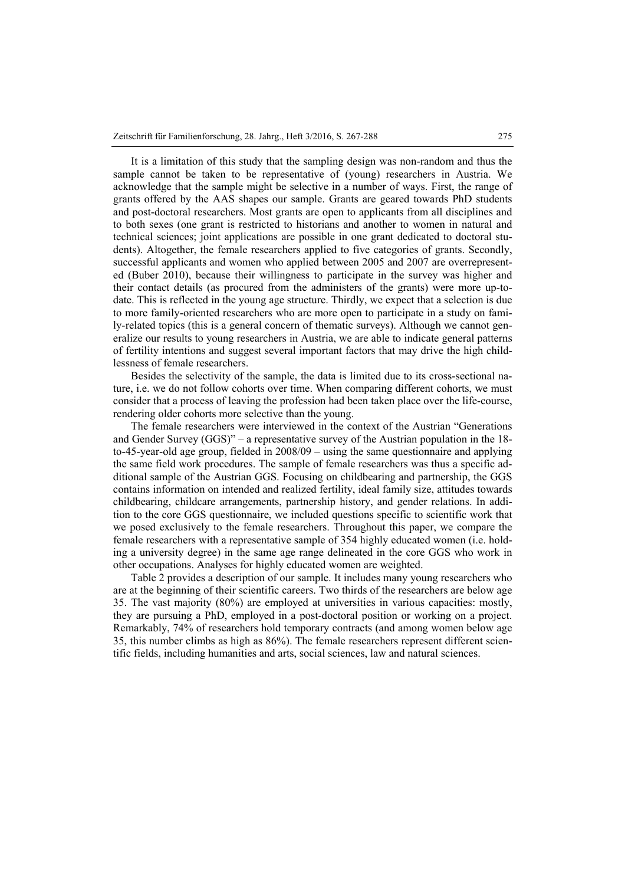It is a limitation of this study that the sampling design was non-random and thus the sample cannot be taken to be representative of (young) researchers in Austria. We acknowledge that the sample might be selective in a number of ways. First, the range of grants offered by the AAS shapes our sample. Grants are geared towards PhD students and post-doctoral researchers. Most grants are open to applicants from all disciplines and to both sexes (one grant is restricted to historians and another to women in natural and technical sciences; joint applications are possible in one grant dedicated to doctoral students). Altogether, the female researchers applied to five categories of grants. Secondly, successful applicants and women who applied between 2005 and 2007 are overrepresented (Buber 2010), because their willingness to participate in the survey was higher and their contact details (as procured from the administers of the grants) were more up-to-date. This is reflected in the young age structure. Thirdly, we expect that a selection is due to more family-oriented researchers who are more open to participate in a study on family-related topics (this is a general concern of thematic surveys). Although we cannot generalize our results to young researchers in Austria, we are able to indicate general patterns of fertility intentions and suggest several important factors that may drive the high childlessness of female researchers.

Besides the selectivity of the sample, the data is limited due to its cross-sectional nature, i.e. we do not follow cohorts over time. When comparing different cohorts, we must consider that a process of leaving the profession had been taken place over the life-course, rendering older cohorts more selective than the young.

The female researchers were interviewed in the context of the Austrian "Generations and Gender Survey (GGS)" – a representative survey of the Austrian population in the 18-to-45-year-old age group, fielded in 2008/09 – using the same questionnaire and applying the same field work procedures. The sample of female researchers was thus a specific additional sample of the Austrian GGS. Focusing on childbearing and partnership, the GGS contains information on intended and realized fertility, ideal family size, attitudes towards childbearing, childcare arrangements, partnership history, and gender relations. In addition to the core GGS questionnaire, we included questions specific to scientific work that we posed exclusively to the female researchers. Throughout this paper, we compare the female researchers with a representative sample of 354 highly educated women (i.e. holding a university degree) in the same age range delineated in the core GGS who work in other occupations. Analyses for highly educated women are weighted.

Table 2 provides a description of our sample. It includes many young researchers who are at the beginning of their scientific careers. Two thirds of the researchers are below age 35. The vast majority (80%) are employed at universities in various capacities: mostly, they are pursuing a PhD, employed in a post-doctoral position or working on a project. Remarkably, 74% of researchers hold temporary contracts (and among women below age 35, this number climbs as high as 86%). The female researchers represent different scientific fields, including humanities and arts, social sciences, law and natural sciences.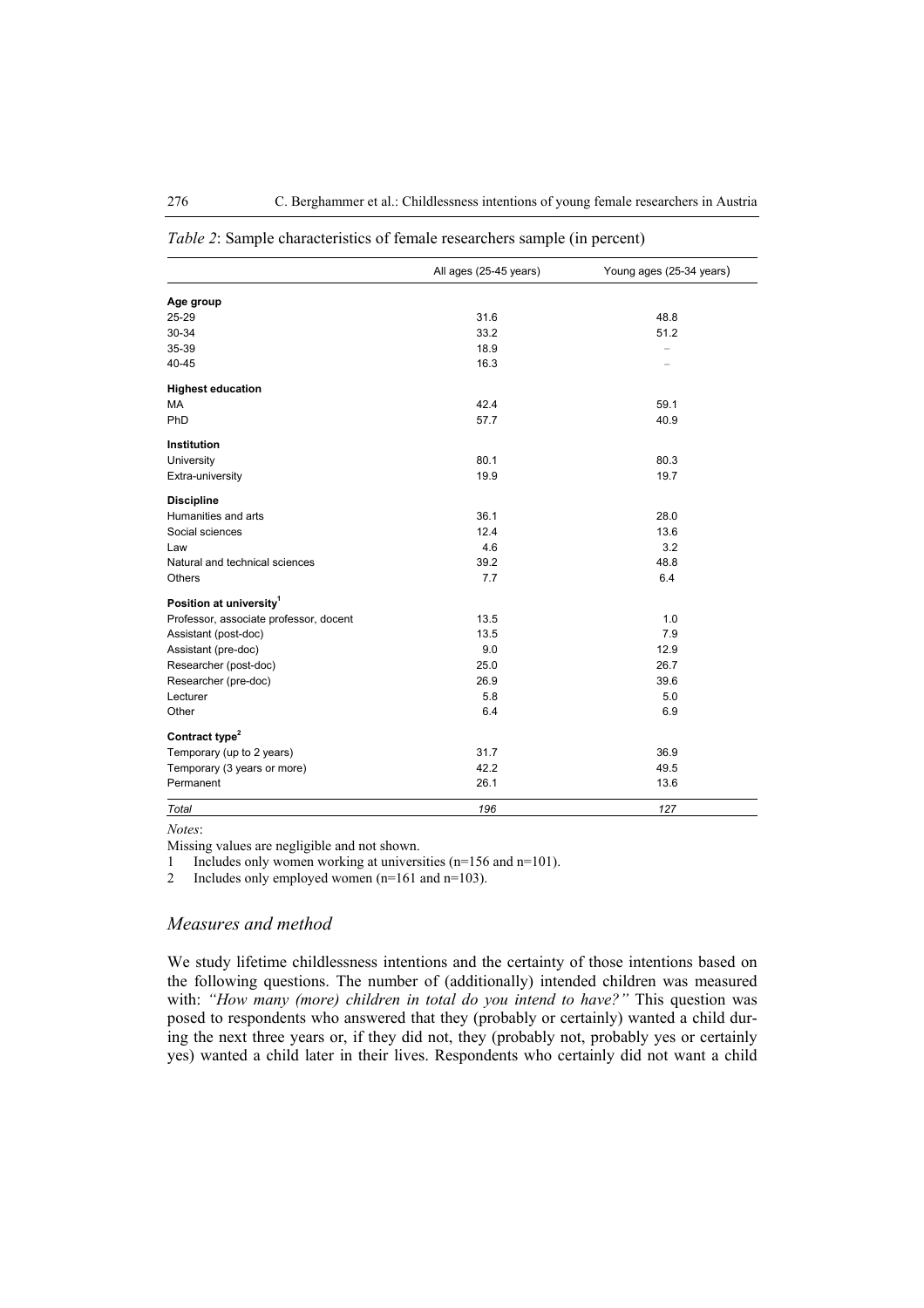*Table 2*: Sample characteristics of female researchers sample (in percent)

| | All ages (25-45 years) | Young ages (25-34 years) |
|---|---|---|
| **Age group** | | |
| 25-29 | 31.6 | 48.8 |
| 30-34 | 33.2 | 51.2 |
| 35-39 | 18.9 | – |
| 40-45 | 16.3 | – |
| **Highest education** | | |
| MA | 42.4 | 59.1 |
| PhD | 57.7 | 40.9 |
| **Institution** | | |
| University | 80.1 | 80.3 |
| Extra-university | 19.9 | 19.7 |
| **Discipline** | | |
| Humanities and arts | 36.1 | 28.0 |
| Social sciences | 12.4 | 13.6 |
| Law | 4.6 | 3.2 |
| Natural and technical sciences | 39.2 | 48.8 |
| Others | 7.7 | 6.4 |
| **Position at university[1]** | | |
| Professor, associate professor, docent | 13.5 | 1.0 |
| Assistant (post-doc) | 13.5 | 7.9 |
| Assistant (pre-doc) | 9.0 | 12.9 |
| Researcher (post-doc) | 25.0 | 26.7 |
| Researcher (pre-doc) | 26.9 | 39.6 |
| Lecturer | 5.8 | 5.0 |
| Other | 6.4 | 6.9 |
| **Contract type[2]** | | |
| Temporary (up to 2 years) | 31.7 | 36.9 |
| Temporary (3 years or more) | 42.2 | 49.5 |
| Permanent | 26.1 | 13.6 |
| *Total* | *196* | *127* |

*Notes*:

Missing values are negligible and not shown.

1 Includes only women working at universities (n=156 and n=101).

2 Includes only employed women (n=161 and n=103).

## *Measures and method*

We study lifetime childlessness intentions and the certainty of those intentions based on the following questions. The number of (additionally) intended children was measured with: *"How many (more) children in total do you intend to have?"* This question was posed to respondents who answered that they (probably or certainly) wanted a child during the next three years or, if they did not, they (probably not, probably yes or certainly yes) wanted a child later in their lives. Respondents who certainly did not want a child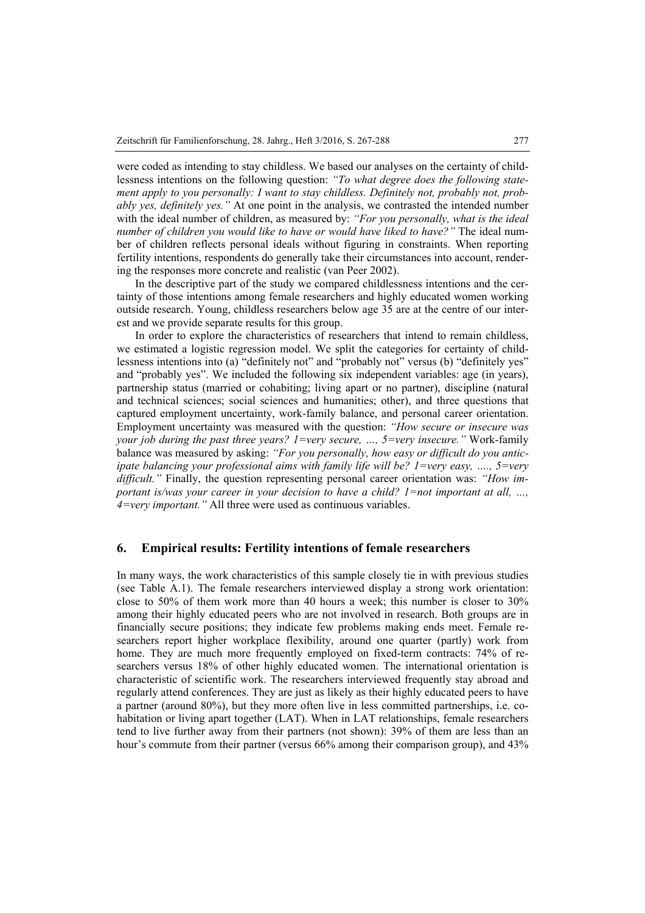were coded as intending to stay childless. We based our analyses on the certainty of childlessness intentions on the following question: *"To what degree does the following statement apply to you personally: I want to stay childless. Definitely not, probably not, probably yes, definitely yes."* At one point in the analysis, we contrasted the intended number with the ideal number of children, as measured by: *"For you personally, what is the ideal number of children you would like to have or would have liked to have?"* The ideal number of children reflects personal ideals without figuring in constraints. When reporting fertility intentions, respondents do generally take their circumstances into account, rendering the responses more concrete and realistic (van Peer 2002).

In the descriptive part of the study we compared childlessness intentions and the certainty of those intentions among female researchers and highly educated women working outside research. Young, childless researchers below age 35 are at the centre of our interest and we provide separate results for this group.

In order to explore the characteristics of researchers that intend to remain childless, we estimated a logistic regression model. We split the categories for certainty of childlessness intentions into (a) "definitely not" and "probably not" versus (b) "definitely yes" and "probably yes". We included the following six independent variables: age (in years), partnership status (married or cohabiting; living apart or no partner), discipline (natural and technical sciences; social sciences and humanities; other), and three questions that captured employment uncertainty, work-family balance, and personal career orientation. Employment uncertainty was measured with the question: *"How secure or insecure was your job during the past three years? 1=very secure, …, 5=very insecure."* Work-family balance was measured by asking: *"For you personally, how easy or difficult do you anticipate balancing your professional aims with family life will be? 1=very easy, …., 5=very difficult."* Finally, the question representing personal career orientation was: *"How important is/was your career in your decision to have a child? 1=not important at all, …, 4=very important."* All three were used as continuous variables.

## 6. Empirical results: Fertility intentions of female researchers

In many ways, the work characteristics of this sample closely tie in with previous studies (see Table A.1). The female researchers interviewed display a strong work orientation: close to 50% of them work more than 40 hours a week; this number is closer to 30% among their highly educated peers who are not involved in research. Both groups are in financially secure positions; they indicate few problems making ends meet. Female researchers report higher workplace flexibility, around one quarter (partly) work from home. They are much more frequently employed on fixed-term contracts: 74% of researchers versus 18% of other highly educated women. The international orientation is characteristic of scientific work. The researchers interviewed frequently stay abroad and regularly attend conferences. They are just as likely as their highly educated peers to have a partner (around 80%), but they more often live in less committed partnerships, i.e. cohabitation or living apart together (LAT). When in LAT relationships, female researchers tend to live further away from their partners (not shown): 39% of them are less than an hour's commute from their partner (versus 66% among their comparison group), and 43%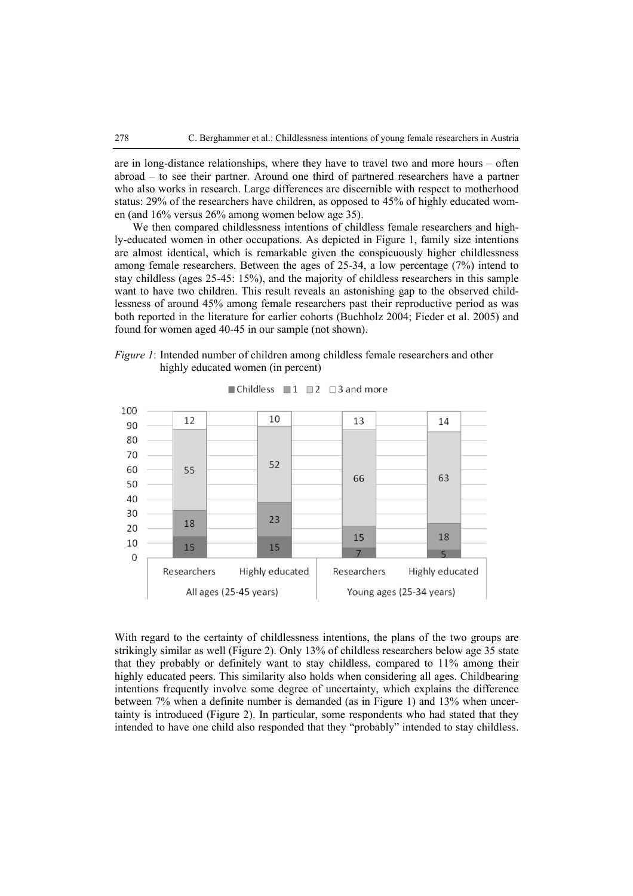are in long-distance relationships, where they have to travel two and more hours – often abroad – to see their partner. Around one third of partnered researchers have a partner who also works in research. Large differences are discernible with respect to motherhood status: 29% of the researchers have children, as opposed to 45% of highly educated women (and 16% versus 26% among women below age 35).

We then compared childlessness intentions of childless female researchers and highly-educated women in other occupations. As depicted in Figure 1, family size intentions are almost identical, which is remarkable given the conspicuously higher childlessness among female researchers. Between the ages of 25-34, a low percentage (7%) intend to stay childless (ages 25-45: 15%), and the majority of childless researchers in this sample want to have two children. This result reveals an astonishing gap to the observed childlessness of around 45% among female researchers past their reproductive period as was both reported in the literature for earlier cohorts (Buchholz 2004; Fieder et al. 2005) and found for women aged 40-45 in our sample (not shown).

*Figure 1*: Intended number of children among childless female researchers and other highly educated women (in percent)

| | All ages (25-45 years) | | Young ages (25-34 years) | |
|---|---|---|---|---|
| | Researchers | Highly educated | Researchers | Highly educated |
| Childless | 15 | 15 | 7 | 5 |
| 1 | 18 | 23 | 15 | 18 |
| 2 | 55 | 52 | 66 | 63 |
| 3 and more | 12 | 10 | 13 | 14 |

With regard to the certainty of childlessness intentions, the plans of the two groups are strikingly similar as well (Figure 2). Only 13% of childless researchers below age 35 state that they probably or definitely want to stay childless, compared to 11% among their highly educated peers. This similarity also holds when considering all ages. Childbearing intentions frequently involve some degree of uncertainty, which explains the difference between 7% when a definite number is demanded (as in Figure 1) and 13% when uncertainty is introduced (Figure 2). In particular, some respondents who had stated that they intended to have one child also responded that they "probably" intended to stay childless.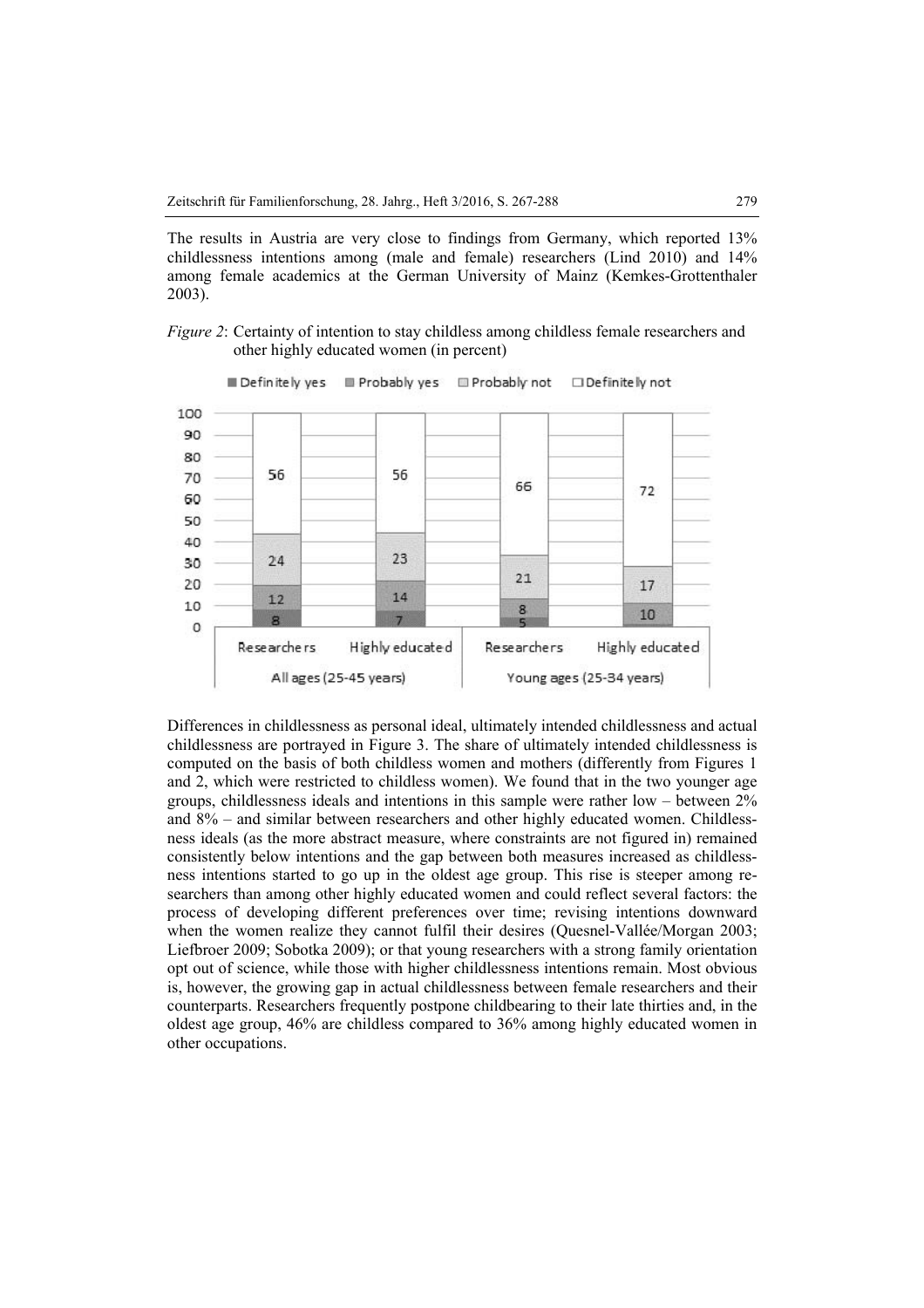The results in Austria are very close to findings from Germany, which reported 13% childlessness intentions among (male and female) researchers (Lind 2010) and 14% among female academics at the German University of Mainz (Kemkes-Grottenthaler 2003).

*Figure 2*: Certainty of intention to stay childless among childless female researchers and other highly educated women (in percent)

| | All ages (25-45 years) | | Young ages (25-34 years) | |
|---|---|---|---|---|
| | Researchers | Highly educated | Researchers | Highly educated |
| Definitely yes | 8 | 7 | 5 | |
| Probably yes | 12 | 14 | 8 | 10 |
| Probably not | 24 | 23 | 21 | 17 |
| Definitely not | 56 | 56 | 66 | 72 |

Differences in childlessness as personal ideal, ultimately intended childlessness and actual childlessness are portrayed in Figure 3. The share of ultimately intended childlessness is computed on the basis of both childless women and mothers (differently from Figures 1 and 2, which were restricted to childless women). We found that in the two younger age groups, childlessness ideals and intentions in this sample were rather low – between 2% and 8% – and similar between researchers and other highly educated women. Childlessness ideals (as the more abstract measure, where constraints are not figured in) remained consistently below intentions and the gap between both measures increased as childlessness intentions started to go up in the oldest age group. This rise is steeper among researchers than among other highly educated women and could reflect several factors: the process of developing different preferences over time; revising intentions downward when the women realize they cannot fulfil their desires (Quesnel-Vallée/Morgan 2003; Liefbroer 2009; Sobotka 2009); or that young researchers with a strong family orientation opt out of science, while those with higher childlessness intentions remain. Most obvious is, however, the growing gap in actual childlessness between female researchers and their counterparts. Researchers frequently postpone childbearing to their late thirties and, in the oldest age group, 46% are childless compared to 36% among highly educated women in other occupations.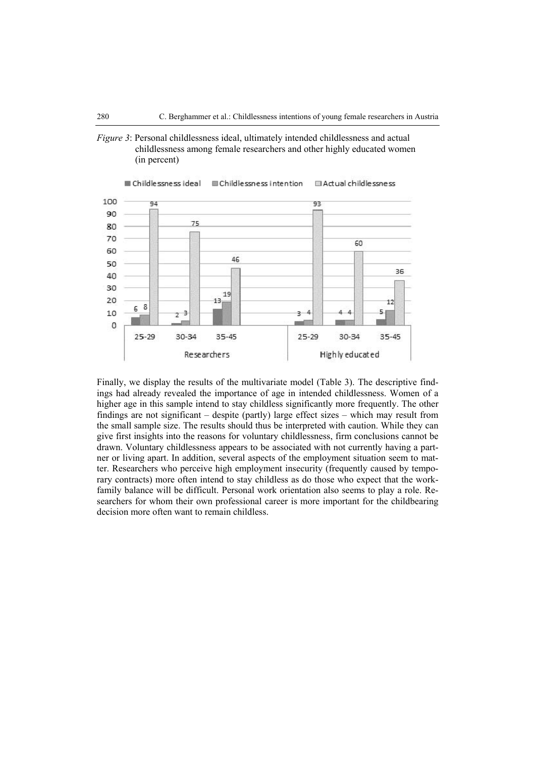*Figure 3*: Personal childlessness ideal, ultimately intended childlessness and actual childlessness among female researchers and other highly educated women (in percent)

| | | Childlessness ideal | Childlessness intention | Actual childlessness |
|---|---|---|---|---|
| Researchers | 25-29 | 6 | 8 | 94 |
| | 30-34 | 2 | 3 | 75 |
| | 35-45 | 13 | 19 | 46 |
| Highly educated | 25-29 | 3 | 4 | 93 |
| | 30-34 | 4 | 4 | 60 |
| | 35-45 | 5 | 12 | 36 |

Finally, we display the results of the multivariate model (Table 3). The descriptive findings had already revealed the importance of age in intended childlessness. Women of a higher age in this sample intend to stay childless significantly more frequently. The other findings are not significant – despite (partly) large effect sizes – which may result from the small sample size. The results should thus be interpreted with caution. While they can give first insights into the reasons for voluntary childlessness, firm conclusions cannot be drawn. Voluntary childlessness appears to be associated with not currently having a partner or living apart. In addition, several aspects of the employment situation seem to matter. Researchers who perceive high employment insecurity (frequently caused by temporary contracts) more often intend to stay childless as do those who expect that the work-family balance will be difficult. Personal work orientation also seems to play a role. Researchers for whom their own professional career is more important for the childbearing decision more often want to remain childless.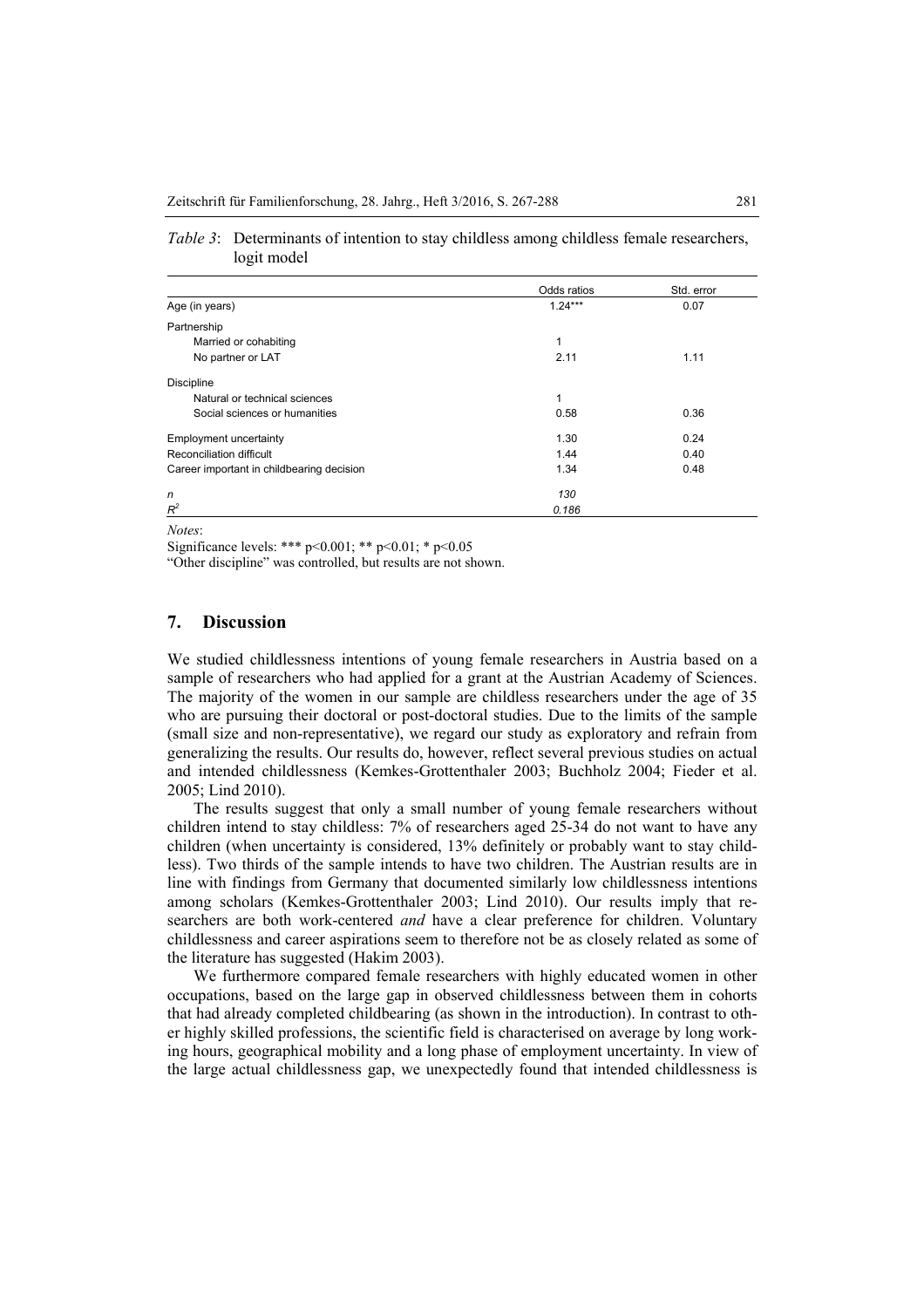*Table 3*: Determinants of intention to stay childless among childless female researchers, logit model

| | Odds ratios | Std. error |
|---|---|---|
| Age (in years) | 1.24*** | 0.07 |
| Partnership | | |
| Married or cohabiting | 1 | |
| No partner or LAT | 2.11 | 1.11 |
| Discipline | | |
| Natural or technical sciences | 1 | |
| Social sciences or humanities | 0.58 | 0.36 |
| Employment uncertainty | 1.30 | 0.24 |
| Reconciliation difficult | 1.44 | 0.40 |
| Career important in childbearing decision | 1.34 | 0.48 |
| *n* | *130* | |
| $R^2$ | *0.186* | |

*Notes*:

Significance levels: *** p<0.001; ** p<0.01; * p<0.05

"Other discipline" was controlled, but results are not shown.

## 7. Discussion

We studied childlessness intentions of young female researchers in Austria based on a sample of researchers who had applied for a grant at the Austrian Academy of Sciences. The majority of the women in our sample are childless researchers under the age of 35 who are pursuing their doctoral or post-doctoral studies. Due to the limits of the sample (small size and non-representative), we regard our study as exploratory and refrain from generalizing the results. Our results do, however, reflect several previous studies on actual and intended childlessness (Kemkes-Grottenthaler 2003; Buchholz 2004; Fieder et al. 2005; Lind 2010).

The results suggest that only a small number of young female researchers without children intend to stay childless: 7% of researchers aged 25-34 do not want to have any children (when uncertainty is considered, 13% definitely or probably want to stay childless). Two thirds of the sample intends to have two children. The Austrian results are in line with findings from Germany that documented similarly low childlessness intentions among scholars (Kemkes-Grottenthaler 2003; Lind 2010). Our results imply that researchers are both work-centered *and* have a clear preference for children. Voluntary childlessness and career aspirations seem to therefore not be as closely related as some of the literature has suggested (Hakim 2003).

We furthermore compared female researchers with highly educated women in other occupations, based on the large gap in observed childlessness between them in cohorts that had already completed childbearing (as shown in the introduction). In contrast to other highly skilled professions, the scientific field is characterised on average by long working hours, geographical mobility and a long phase of employment uncertainty. In view of the large actual childlessness gap, we unexpectedly found that intended childlessness is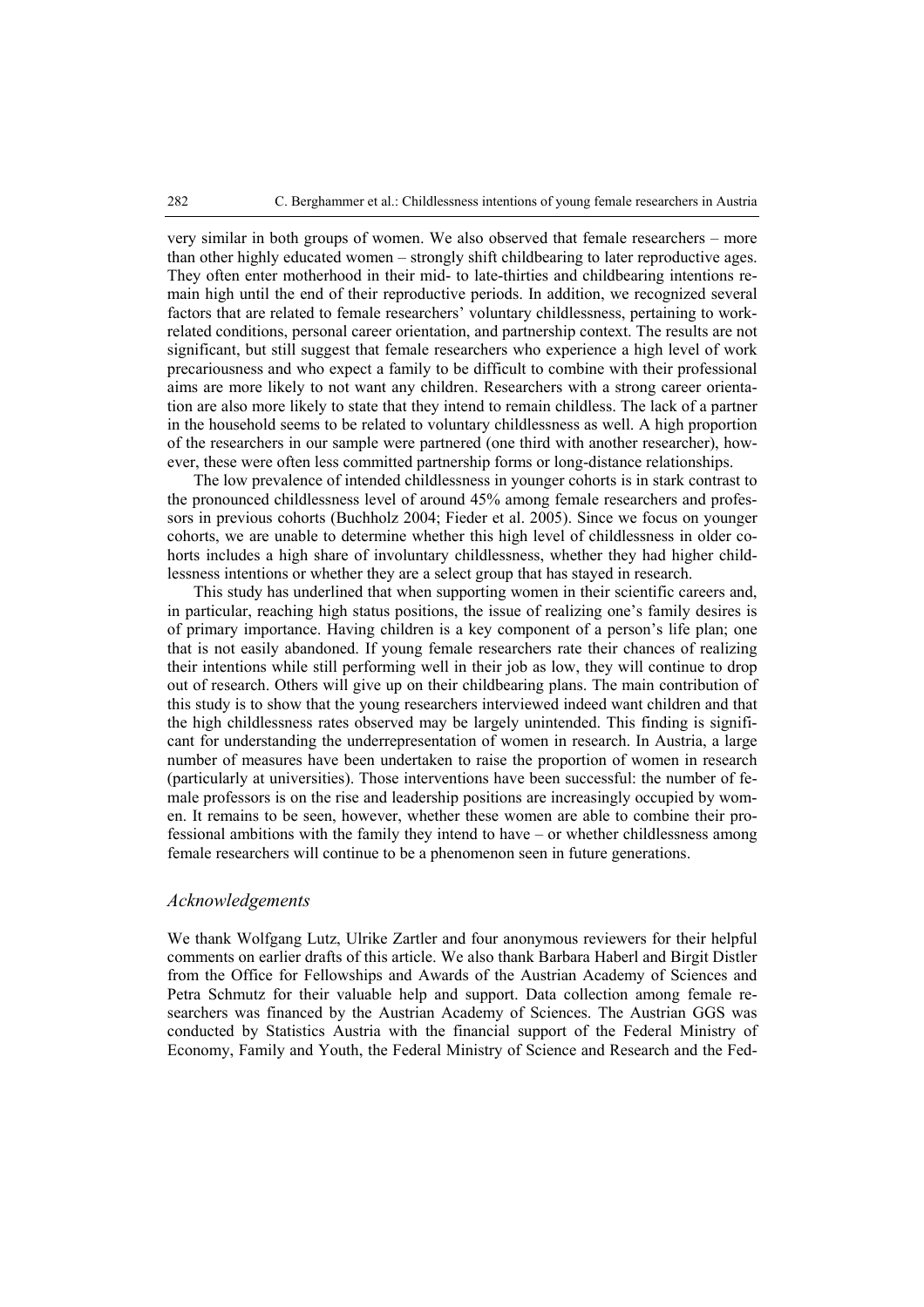very similar in both groups of women. We also observed that female researchers – more than other highly educated women – strongly shift childbearing to later reproductive ages. They often enter motherhood in their mid- to late-thirties and childbearing intentions remain high until the end of their reproductive periods. In addition, we recognized several factors that are related to female researchers' voluntary childlessness, pertaining to work-related conditions, personal career orientation, and partnership context. The results are not significant, but still suggest that female researchers who experience a high level of work precariousness and who expect a family to be difficult to combine with their professional aims are more likely to not want any children. Researchers with a strong career orientation are also more likely to state that they intend to remain childless. The lack of a partner in the household seems to be related to voluntary childlessness as well. A high proportion of the researchers in our sample were partnered (one third with another researcher), however, these were often less committed partnership forms or long-distance relationships.

The low prevalence of intended childlessness in younger cohorts is in stark contrast to the pronounced childlessness level of around 45% among female researchers and professors in previous cohorts (Buchholz 2004; Fieder et al. 2005). Since we focus on younger cohorts, we are unable to determine whether this high level of childlessness in older cohorts includes a high share of involuntary childlessness, whether they had higher childlessness intentions or whether they are a select group that has stayed in research.

This study has underlined that when supporting women in their scientific careers and, in particular, reaching high status positions, the issue of realizing one's family desires is of primary importance. Having children is a key component of a person's life plan; one that is not easily abandoned. If young female researchers rate their chances of realizing their intentions while still performing well in their job as low, they will continue to drop out of research. Others will give up on their childbearing plans. The main contribution of this study is to show that the young researchers interviewed indeed want children and that the high childlessness rates observed may be largely unintended. This finding is significant for understanding the underrepresentation of women in research. In Austria, a large number of measures have been undertaken to raise the proportion of women in research (particularly at universities). Those interventions have been successful: the number of female professors is on the rise and leadership positions are increasingly occupied by women. It remains to be seen, however, whether these women are able to combine their professional ambitions with the family they intend to have – or whether childlessness among female researchers will continue to be a phenomenon seen in future generations.

### *Acknowledgements*

We thank Wolfgang Lutz, Ulrike Zartler and four anonymous reviewers for their helpful comments on earlier drafts of this article. We also thank Barbara Haberl and Birgit Distler from the Office for Fellowships and Awards of the Austrian Academy of Sciences and Petra Schmutz for their valuable help and support. Data collection among female researchers was financed by the Austrian Academy of Sciences. The Austrian GGS was conducted by Statistics Austria with the financial support of the Federal Ministry of Economy, Family and Youth, the Federal Ministry of Science and Research and the Fed-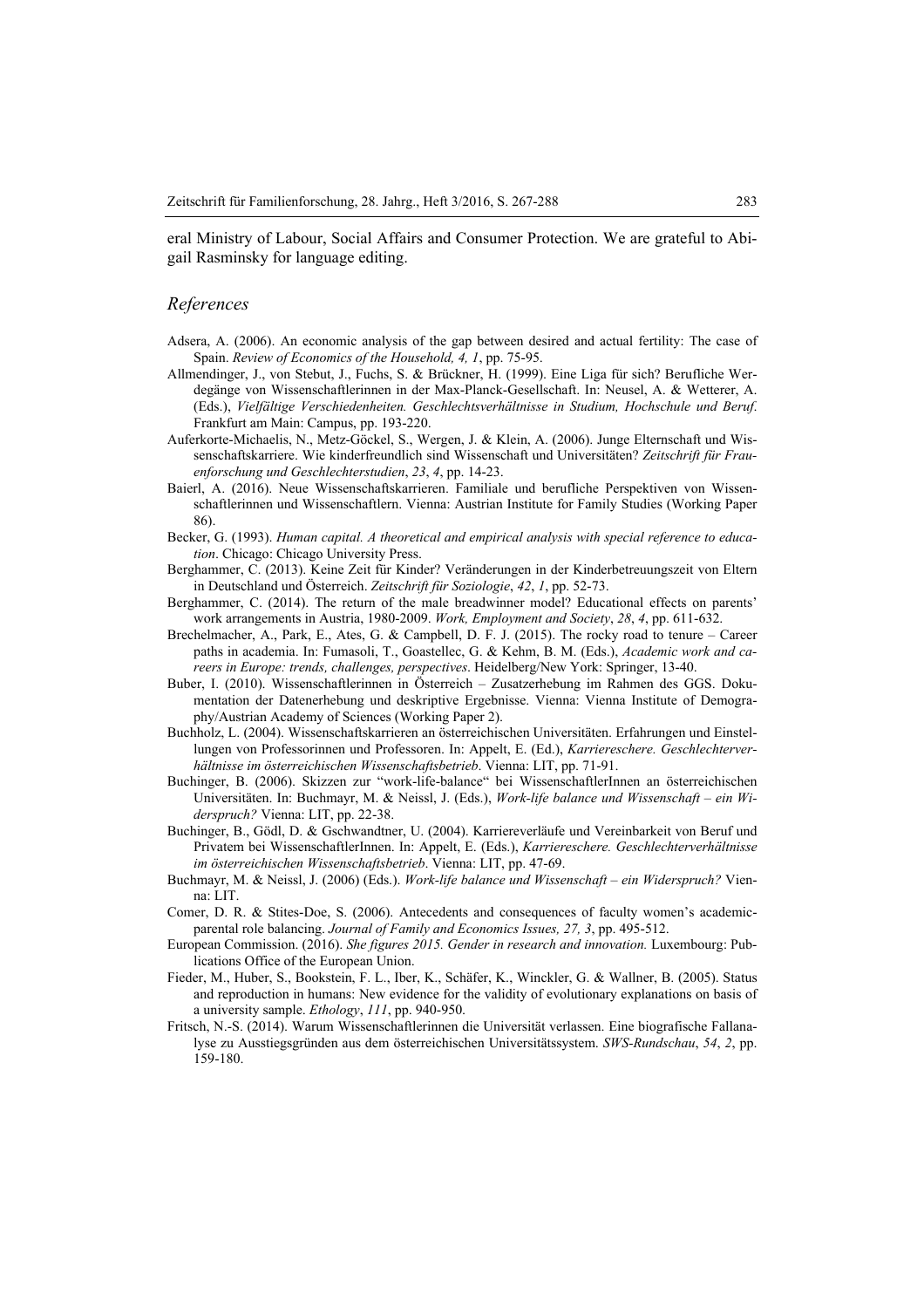eral Ministry of Labour, Social Affairs and Consumer Protection. We are grateful to Abigail Rasminsky for language editing.

## *References*

Adsera, A. (2006). An economic analysis of the gap between desired and actual fertility: The case of Spain. *Review of Economics of the Household, 4, 1*, pp. 75-95.

Allmendinger, J., von Stebut, J., Fuchs, S. & Brückner, H. (1999). Eine Liga für sich? Berufliche Werdegänge von Wissenschaftlerinnen in der Max-Planck-Gesellschaft. In: Neusel, A. & Wetterer, A. (Eds.), *Vielfältige Verschiedenheiten. Geschlechtsverhältnisse in Studium, Hochschule und Beruf*. Frankfurt am Main: Campus, pp. 193-220.

Auferkorte-Michaelis, N., Metz-Göckel, S., Wergen, J. & Klein, A. (2006). Junge Elternschaft und Wissenschaftskarriere. Wie kinderfreundlich sind Wissenschaft und Universitäten? *Zeitschrift für Frauenforschung und Geschlechterstudien*, *23*, *4*, pp. 14-23.

Baierl, A. (2016). Neue Wissenschaftskarrieren. Familiale und berufliche Perspektiven von Wissenschaftlerinnen und Wissenschaftlern. Vienna: Austrian Institute for Family Studies (Working Paper 86).

Becker, G. (1993). *Human capital. A theoretical and empirical analysis with special reference to education*. Chicago: Chicago University Press.

Berghammer, C. (2013). Keine Zeit für Kinder? Veränderungen in der Kinderbetreuungszeit von Eltern in Deutschland und Österreich. *Zeitschrift für Soziologie*, *42*, *1*, pp. 52-73.

Berghammer, C. (2014). The return of the male breadwinner model? Educational effects on parents' work arrangements in Austria, 1980-2009. *Work, Employment and Society*, *28*, *4*, pp. 611-632.

Brechelmacher, A., Park, E., Ates, G. & Campbell, D. F. J. (2015). The rocky road to tenure – Career paths in academia. In: Fumasoli, T., Goastellec, G. & Kehm, B. M. (Eds.), *Academic work and careers in Europe: trends, challenges, perspectives*. Heidelberg/New York: Springer, 13-40.

Buber, I. (2010). Wissenschaftlerinnen in Österreich – Zusatzerhebung im Rahmen des GGS. Dokumentation der Datenerhebung und deskriptive Ergebnisse. Vienna: Vienna Institute of Demography/Austrian Academy of Sciences (Working Paper 2).

Buchholz, L. (2004). Wissenschaftskarrieren an österreichischen Universitäten. Erfahrungen und Einstellungen von Professorinnen und Professoren. In: Appelt, E. (Ed.), *Karriereschere. Geschlechterverhältnisse im österreichischen Wissenschaftsbetrieb*. Vienna: LIT, pp. 71-91.

Buchinger, B. (2006). Skizzen zur "work-life-balance" bei WissenschaftlerInnen an österreichischen Universitäten. In: Buchmayr, M. & Neissl, J. (Eds.), *Work-life balance und Wissenschaft – ein Widerspruch?* Vienna: LIT, pp. 22-38.

Buchinger, B., Gödl, D. & Gschwandtner, U. (2004). Karriereverläufe und Vereinbarkeit von Beruf und Privatem bei WissenschaftlerInnen. In: Appelt, E. (Eds.), *Karriereschere. Geschlechterverhältnisse im österreichischen Wissenschaftsbetrieb*. Vienna: LIT, pp. 47-69.

Buchmayr, M. & Neissl, J. (2006) (Eds.). *Work-life balance und Wissenschaft – ein Widerspruch?* Vienna: LIT.

Comer, D. R. & Stites-Doe, S. (2006). Antecedents and consequences of faculty women's academic-parental role balancing. *Journal of Family and Economics Issues, 27, 3*, pp. 495-512.

European Commission. (2016). *She figures 2015. Gender in research and innovation.* Luxembourg: Publications Office of the European Union.

Fieder, M., Huber, S., Bookstein, F. L., Iber, K., Schäfer, K., Winckler, G. & Wallner, B. (2005). Status and reproduction in humans: New evidence for the validity of evolutionary explanations on basis of a university sample. *Ethology*, *111*, pp. 940-950.

Fritsch, N.-S. (2014). Warum Wissenschaftlerinnen die Universität verlassen. Eine biografische Fallanalyse zu Ausstiegsgründen aus dem österreichischen Universitätssystem. *SWS-Rundschau*, *54*, *2*, pp. 159-180.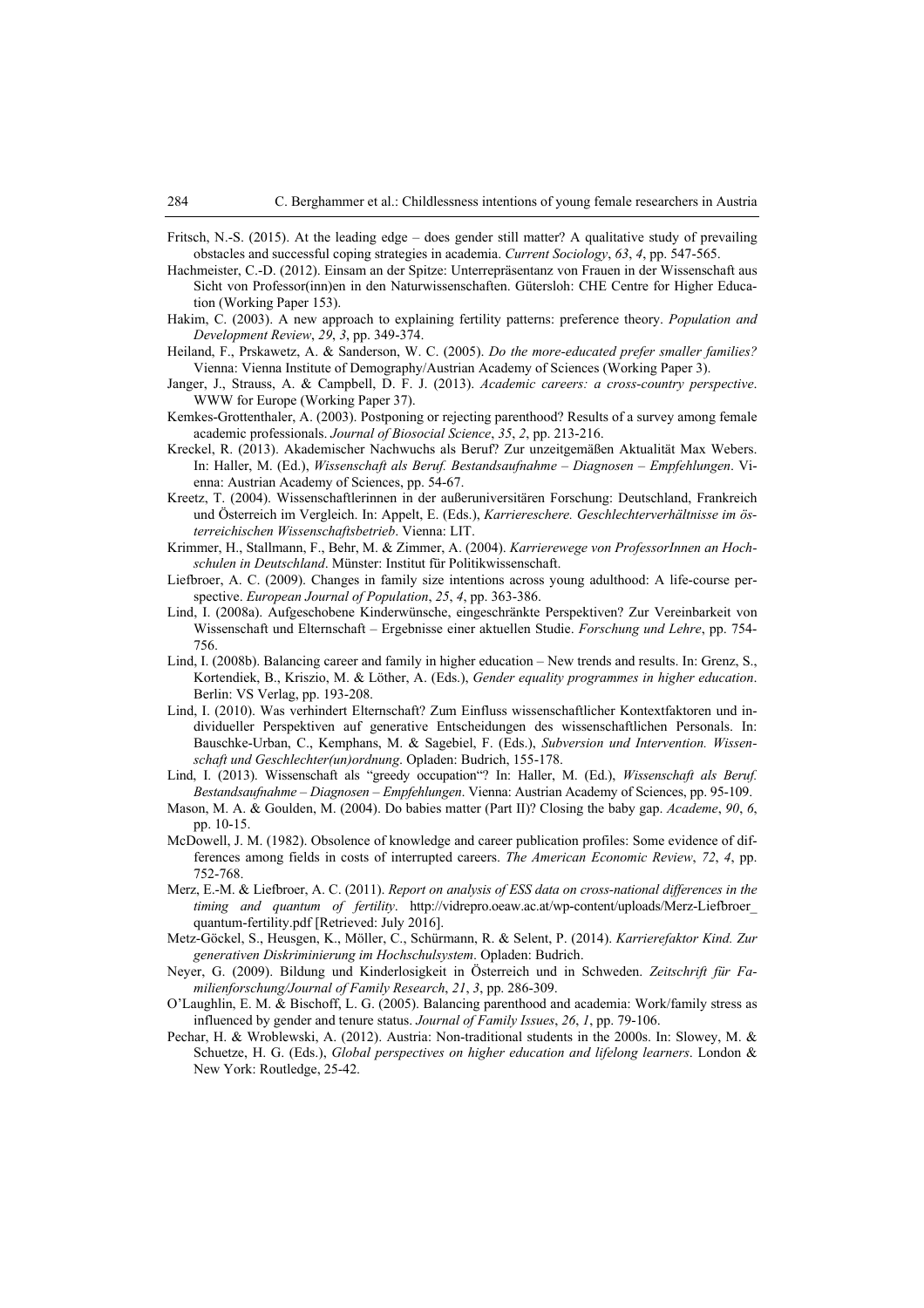Fritsch, N.-S. (2015). At the leading edge – does gender still matter? A qualitative study of prevailing obstacles and successful coping strategies in academia. *Current Sociology*, *63*, *4*, pp. 547-565.

Hachmeister, C.-D. (2012). Einsam an der Spitze: Unterrepräsentanz von Frauen in der Wissenschaft aus Sicht von Professor(inn)en in den Naturwissenschaften. Gütersloh: CHE Centre for Higher Education (Working Paper 153).

Hakim, C. (2003). A new approach to explaining fertility patterns: preference theory. *Population and Development Review*, *29*, *3*, pp. 349-374.

Heiland, F., Prskawetz, A. & Sanderson, W. C. (2005). *Do the more-educated prefer smaller families?* Vienna: Vienna Institute of Demography/Austrian Academy of Sciences (Working Paper 3).

Janger, J., Strauss, A. & Campbell, D. F. J. (2013). *Academic careers: a cross-country perspective*. WWW for Europe (Working Paper 37).

Kemkes-Grottenthaler, A. (2003). Postponing or rejecting parenthood? Results of a survey among female academic professionals. *Journal of Biosocial Science*, *35*, *2*, pp. 213-216.

Kreckel, R. (2013). Akademischer Nachwuchs als Beruf? Zur unzeitgemäßen Aktualität Max Webers. In: Haller, M. (Ed.), *Wissenschaft als Beruf. Bestandsaufnahme – Diagnosen – Empfehlungen*. Vienna: Austrian Academy of Sciences, pp. 54-67.

Kreetz, T. (2004). Wissenschaftlerinnen in der außeruniversitären Forschung: Deutschland, Frankreich und Österreich im Vergleich. In: Appelt, E. (Eds.), *Karriereschere. Geschlechterverhältnisse im österreichischen Wissenschaftsbetrieb*. Vienna: LIT.

Krimmer, H., Stallmann, F., Behr, M. & Zimmer, A. (2004). *Karrierewege von ProfessorInnen an Hochschulen in Deutschland*. Münster: Institut für Politikwissenschaft.

Liefbroer, A. C. (2009). Changes in family size intentions across young adulthood: A life-course perspective. *European Journal of Population*, *25*, *4*, pp. 363-386.

Lind, I. (2008a). Aufgeschobene Kinderwünsche, eingeschränkte Perspektiven? Zur Vereinbarkeit von Wissenschaft und Elternschaft – Ergebnisse einer aktuellen Studie. *Forschung und Lehre*, pp. 754-756.

Lind, I. (2008b). Balancing career and family in higher education – New trends and results. In: Grenz, S., Kortendiek, B., Kriszio, M. & Löther, A. (Eds.), *Gender equality programmes in higher education*. Berlin: VS Verlag, pp. 193-208.

Lind, I. (2010). Was verhindert Elternschaft? Zum Einfluss wissenschaftlicher Kontextfaktoren und individueller Perspektiven auf generative Entscheidungen des wissenschaftlichen Personals. In: Bauschke-Urban, C., Kemphans, M. & Sagebiel, F. (Eds.), *Subversion und Intervention. Wissenschaft und Geschlechter(un)ordnung*. Opladen: Budrich, 155-178.

Lind, I. (2013). Wissenschaft als "greedy occupation"? In: Haller, M. (Ed.), *Wissenschaft als Beruf. Bestandsaufnahme – Diagnosen – Empfehlungen*. Vienna: Austrian Academy of Sciences, pp. 95-109.

Mason, M. A. & Goulden, M. (2004). Do babies matter (Part II)? Closing the baby gap. *Academe*, *90*, *6*, pp. 10-15.

McDowell, J. M. (1982). Obsolence of knowledge and career publication profiles: Some evidence of differences among fields in costs of interrupted careers. *The American Economic Review*, *72*, *4*, pp. 752-768.

Merz, E.-M. & Liefbroer, A. C. (2011). *Report on analysis of ESS data on cross-national differences in the timing and quantum of fertility*. http://vidrepro.oeaw.ac.at/wp-content/uploads/Merz-Liefbroer_quantum-fertility.pdf [Retrieved: July 2016].

Metz-Göckel, S., Heusgen, K., Möller, C., Schürmann, R. & Selent, P. (2014). *Karrierefaktor Kind. Zur generativen Diskriminierung im Hochschulsystem*. Opladen: Budrich.

Neyer, G. (2009). Bildung und Kinderlosigkeit in Österreich und in Schweden. *Zeitschrift für Familienforschung/Journal of Family Research*, *21*, *3*, pp. 286-309.

O'Laughlin, E. M. & Bischoff, L. G. (2005). Balancing parenthood and academia: Work/family stress as influenced by gender and tenure status. *Journal of Family Issues*, *26*, *1*, pp. 79-106.

Pechar, H. & Wroblewski, A. (2012). Austria: Non-traditional students in the 2000s. In: Slowey, M. & Schuetze, H. G. (Eds.), *Global perspectives on higher education and lifelong learners*. London & New York: Routledge, 25-42.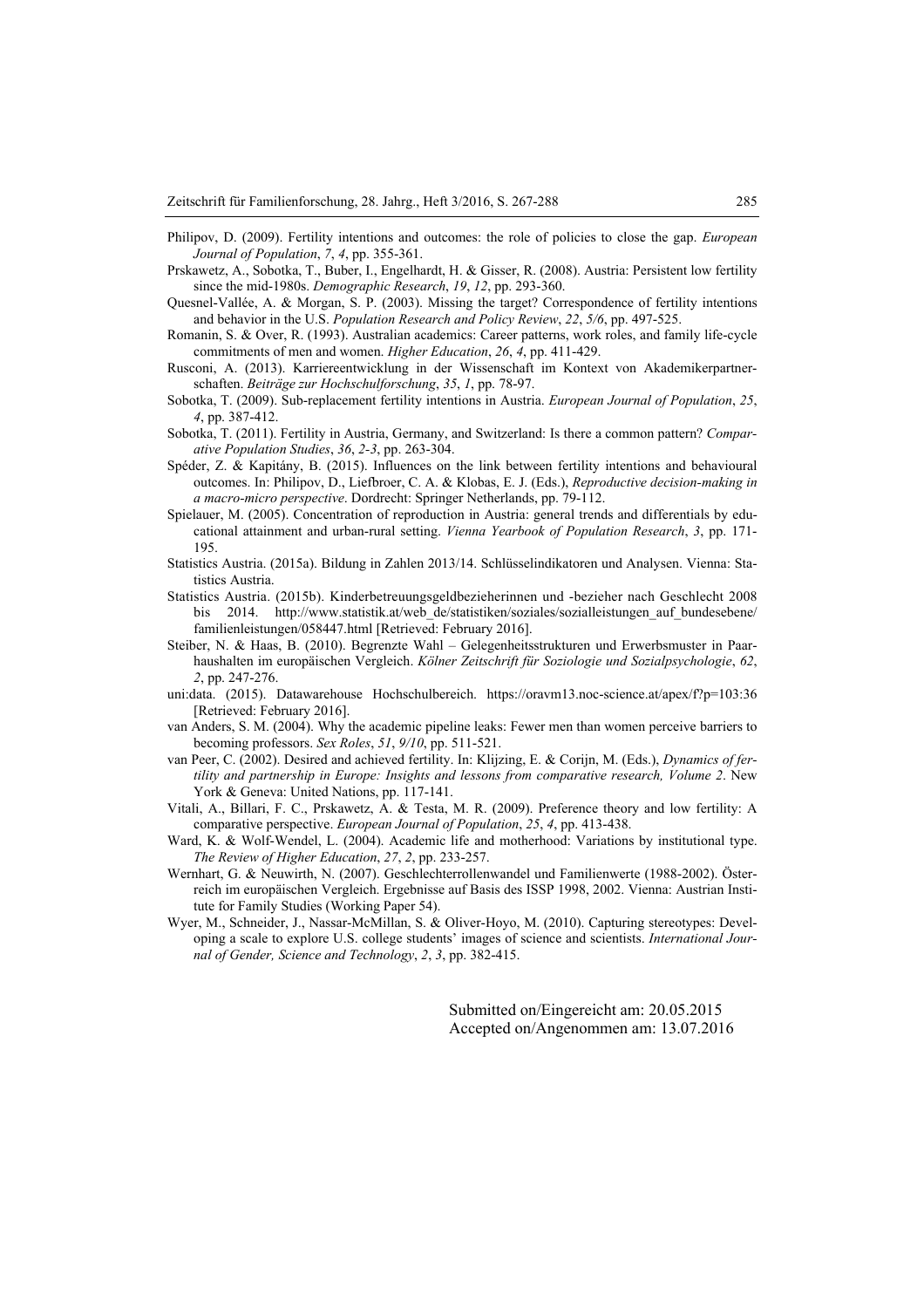Philipov, D. (2009). Fertility intentions and outcomes: the role of policies to close the gap. *European Journal of Population*, *7*, *4*, pp. 355-361.

Prskawetz, A., Sobotka, T., Buber, I., Engelhardt, H. & Gisser, R. (2008). Austria: Persistent low fertility since the mid-1980s. *Demographic Research*, *19*, *12*, pp. 293-360.

Quesnel-Vallée, A. & Morgan, S. P. (2003). Missing the target? Correspondence of fertility intentions and behavior in the U.S. *Population Research and Policy Review*, *22*, *5/6*, pp. 497-525.

Romanin, S. & Over, R. (1993). Australian academics: Career patterns, work roles, and family life-cycle commitments of men and women. *Higher Education*, *26*, *4*, pp. 411-429.

Rusconi, A. (2013). Karriereentwicklung in der Wissenschaft im Kontext von Akademikerpartnerschaften. *Beiträge zur Hochschulforschung*, *35*, *1*, pp. 78-97.

Sobotka, T. (2009). Sub-replacement fertility intentions in Austria. *European Journal of Population*, *25*, *4*, pp. 387-412.

Sobotka, T. (2011). Fertility in Austria, Germany, and Switzerland: Is there a common pattern? *Comparative Population Studies*, *36*, *2-3*, pp. 263-304.

Spéder, Z. & Kapitány, B. (2015). Influences on the link between fertility intentions and behavioural outcomes. In: Philipov, D., Liefbroer, C. A. & Klobas, E. J. (Eds.), *Reproductive decision-making in a macro-micro perspective*. Dordrecht: Springer Netherlands, pp. 79-112.

Spielauer, M. (2005). Concentration of reproduction in Austria: general trends and differentials by educational attainment and urban-rural setting. *Vienna Yearbook of Population Research*, *3*, pp. 171-195.

Statistics Austria. (2015a). Bildung in Zahlen 2013/14. Schlüsselindikatoren und Analysen. Vienna: Statistics Austria.

Statistics Austria. (2015b). Kinderbetreuungsgeldbezieherinnen und -bezieher nach Geschlecht 2008 bis 2014. http://www.statistik.at/web_de/statistiken/soziales/sozialleistungen_auf_bundesebene/familienleistungen/058447.html [Retrieved: February 2016].

Steiber, N. & Haas, B. (2010). Begrenzte Wahl – Gelegenheitsstrukturen und Erwerbsmuster in Paarhaushalten im europäischen Vergleich. *Kölner Zeitschrift für Soziologie und Sozialpsychologie*, *62*, *2*, pp. 247-276.

uni:data. (2015). Datawarehouse Hochschulbereich. https://oravm13.noc-science.at/apex/f?p=103:36 [Retrieved: February 2016].

van Anders, S. M. (2004). Why the academic pipeline leaks: Fewer men than women perceive barriers to becoming professors. *Sex Roles*, *51*, *9/10*, pp. 511-521.

van Peer, C. (2002). Desired and achieved fertility. In: Klijzing, E. & Corijn, M. (Eds.), *Dynamics of fertility and partnership in Europe: Insights and lessons from comparative research, Volume 2*. New York & Geneva: United Nations, pp. 117-141.

Vitali, A., Billari, F. C., Prskawetz, A. & Testa, M. R. (2009). Preference theory and low fertility: A comparative perspective. *European Journal of Population*, *25*, *4*, pp. 413-438.

Ward, K. & Wolf-Wendel, L. (2004). Academic life and motherhood: Variations by institutional type. *The Review of Higher Education*, *27*, *2*, pp. 233-257.

Wernhart, G. & Neuwirth, N. (2007). Geschlechterrollenwandel und Familienwerte (1988-2002). Österreich im europäischen Vergleich. Ergebnisse auf Basis des ISSP 1998, 2002. Vienna: Austrian Institute for Family Studies (Working Paper 54).

Wyer, M., Schneider, J., Nassar-McMillan, S. & Oliver-Hoyo, M. (2010). Capturing stereotypes: Developing a scale to explore U.S. college students' images of science and scientists. *International Journal of Gender, Science and Technology*, *2*, *3*, pp. 382-415.

Submitted on/Eingereicht am: 20.05.2015
Accepted on/Angenommen am: 13.07.2016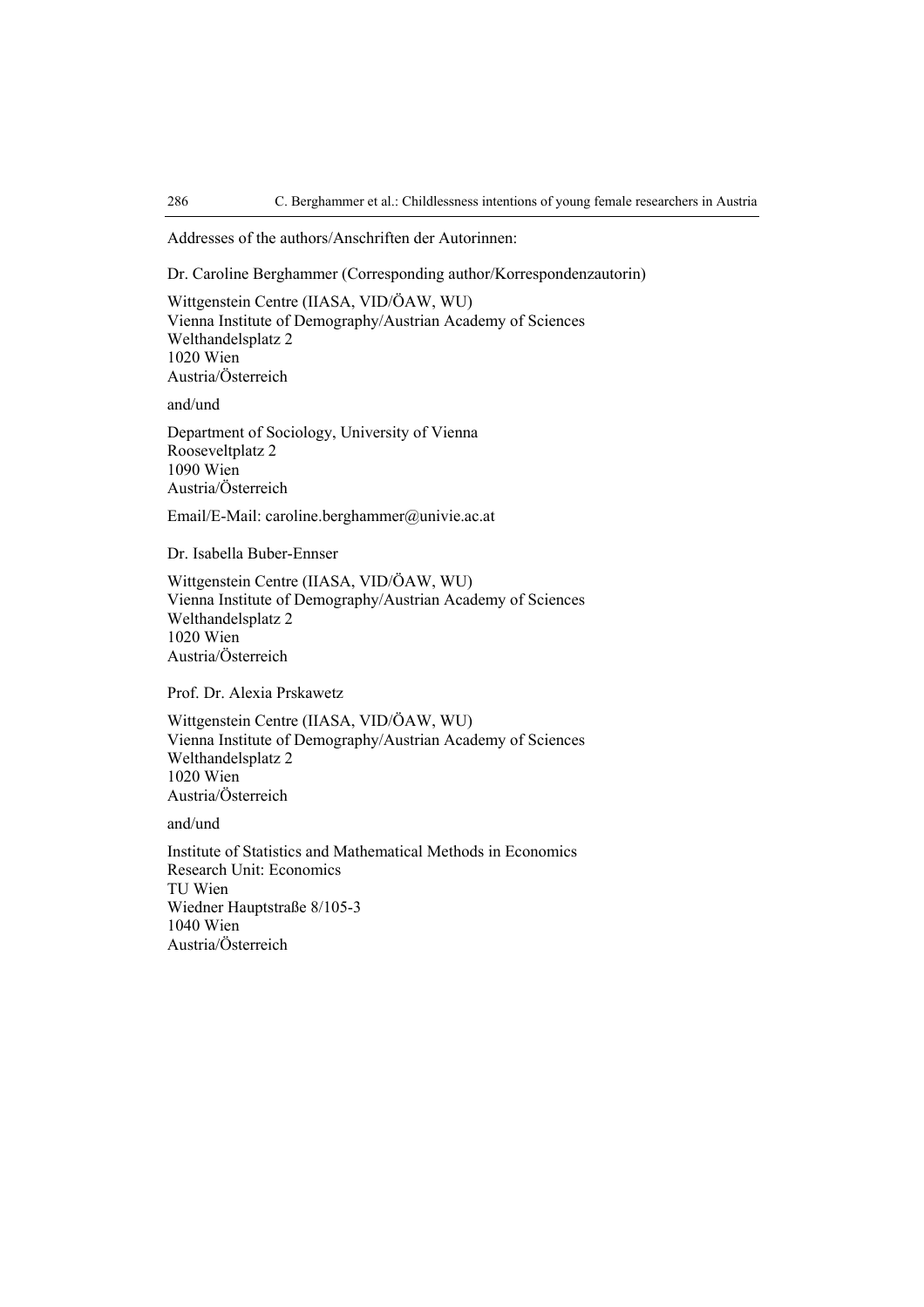Addresses of the authors/Anschriften der Autorinnen:

Dr. Caroline Berghammer (Corresponding author/Korrespondenzautorin)

Wittgenstein Centre (IIASA, VID/ÖAW, WU)
Vienna Institute of Demography/Austrian Academy of Sciences
Welthandelsplatz 2
1020 Wien
Austria/Österreich

and/und

Department of Sociology, University of Vienna
Rooseveltplatz 2
1090 Wien
Austria/Österreich

Email/E-Mail: caroline.berghammer@univie.ac.at

Dr. Isabella Buber-Ennser

Wittgenstein Centre (IIASA, VID/ÖAW, WU)
Vienna Institute of Demography/Austrian Academy of Sciences
Welthandelsplatz 2
1020 Wien
Austria/Österreich

Prof. Dr. Alexia Prskawetz

Wittgenstein Centre (IIASA, VID/ÖAW, WU)
Vienna Institute of Demography/Austrian Academy of Sciences
Welthandelsplatz 2
1020 Wien
Austria/Österreich

and/und

Institute of Statistics and Mathematical Methods in Economics
Research Unit: Economics
TU Wien
Wiedner Hauptstraße 8/105-3
1040 Wien
Austria/Österreich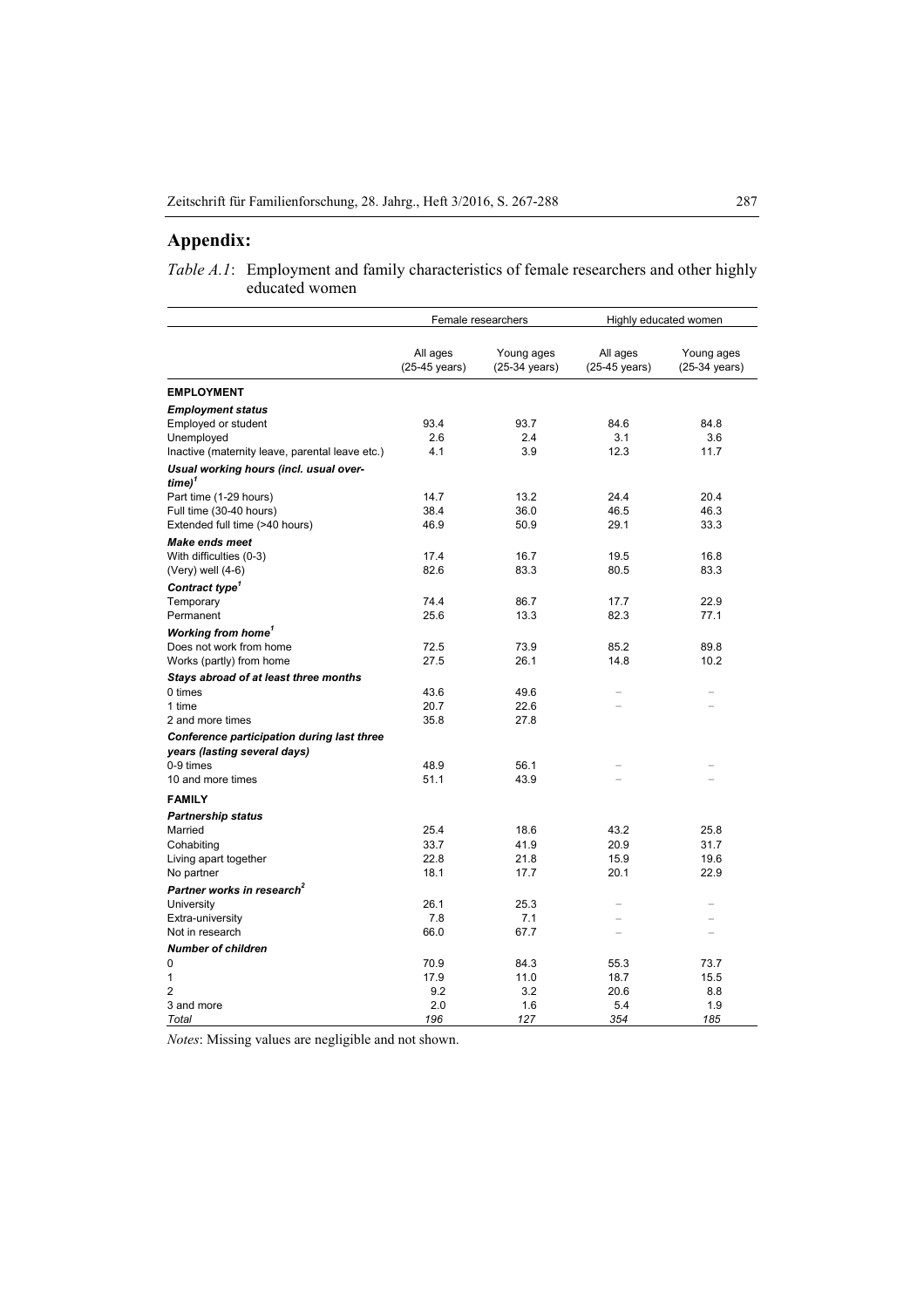## Appendix:

*Table A.1*: Employment and family characteristics of female researchers and other highly educated women

| | Female researchers | | Highly educated women | |
|---|---|---|---|---|
| | All ages (25-45 years) | Young ages (25-34 years) | All ages (25-45 years) | Young ages (25-34 years) |
| **EMPLOYMENT** | | | | |
| ***Employment status*** | | | | |
| Employed or student | 93.4 | 93.7 | 84.6 | 84.8 |
| Unemployed | 2.6 | 2.4 | 3.1 | 3.6 |
| Inactive (maternity leave, parental leave etc.) | 4.1 | 3.9 | 12.3 | 11.7 |
| ***Usual working hours (incl. usual overtime)***[1] | | | | |
| Part time (1-29 hours) | 14.7 | 13.2 | 24.4 | 20.4 |
| Full time (30-40 hours) | 38.4 | 36.0 | 46.5 | 46.3 |
| Extended full time (>40 hours) | 46.9 | 50.9 | 29.1 | 33.3 |
| ***Make ends meet*** | | | | |
| With difficulties (0-3) | 17.4 | 16.7 | 19.5 | 16.8 |
| (Very) well (4-6) | 82.6 | 83.3 | 80.5 | 83.3 |
| ***Contract type***[1] | | | | |
| Temporary | 74.4 | 86.7 | 17.7 | 22.9 |
| Permanent | 25.6 | 13.3 | 82.3 | 77.1 |
| ***Working from home***[1] | | | | |
| Does not work from home | 72.5 | 73.9 | 85.2 | 89.8 |
| Works (partly) from home | 27.5 | 26.1 | 14.8 | 10.2 |
| ***Stays abroad of at least three months*** | | | | |
| 0 times | 43.6 | 49.6 | – | – |
| 1 time | 20.7 | 22.6 | – | – |
| 2 and more times | 35.8 | 27.8 | | |
| ***Conference participation during last three years (lasting several days)*** | | | | |
| 0-9 times | 48.9 | 56.1 | – | – |
| 10 and more times | 51.1 | 43.9 | – | – |
| **FAMILY** | | | | |
| ***Partnership status*** | | | | |
| Married | 25.4 | 18.6 | 43.2 | 25.8 |
| Cohabiting | 33.7 | 41.9 | 20.9 | 31.7 |
| Living apart together | 22.8 | 21.8 | 15.9 | 19.6 |
| No partner | 18.1 | 17.7 | 20.1 | 22.9 |
| ***Partner works in research***[2] | | | | |
| University | 26.1 | 25.3 | – | – |
| Extra-university | 7.8 | 7.1 | – | – |
| Not in research | 66.0 | 67.7 | – | – |
| ***Number of children*** | | | | |
| 0 | 70.9 | 84.3 | 55.3 | 73.7 |
| 1 | 17.9 | 11.0 | 18.7 | 15.5 |
| 2 | 9.2 | 3.2 | 20.6 | 8.8 |
| 3 and more | 2.0 | 1.6 | 5.4 | 1.9 |
| *Total* | *196* | *127* | *354* | *185* |

*Notes*: Missing values are negligible and not shown.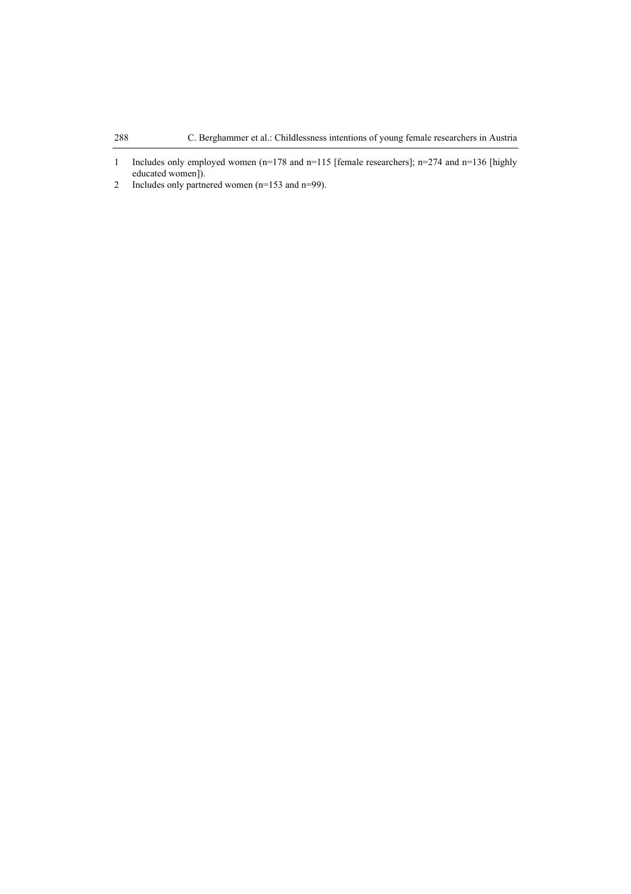1 Includes only employed women (n=178 and n=115 [female researchers]; n=274 and n=136 [highly educated women]).

2 Includes only partnered women (n=153 and n=99).